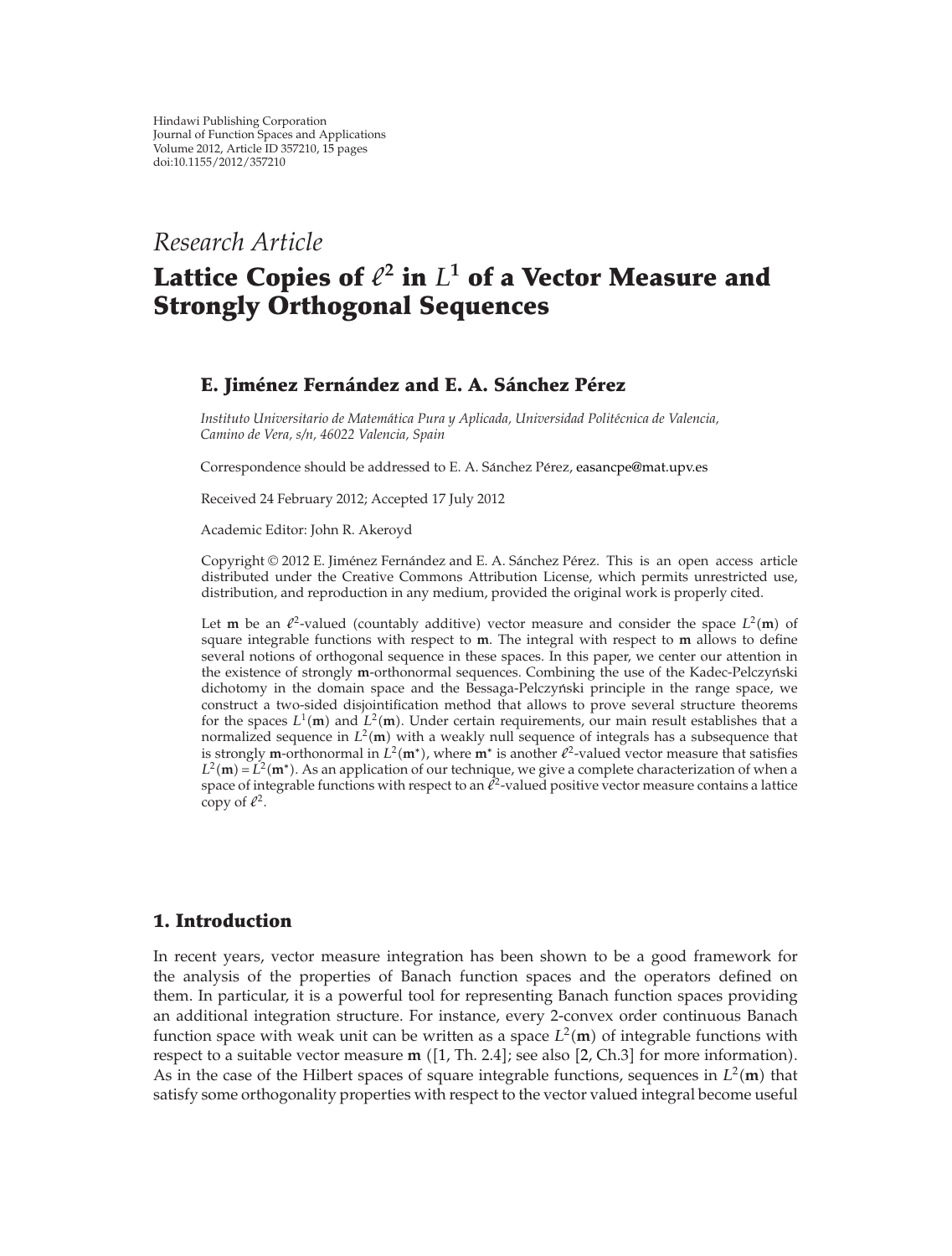Hindawi Publishing Corporation
Journal of Function Spaces and Applications
Volume 2012, Article ID 357210, 15 pages
doi:10.1155/2012/357210

*Research Article*

# Lattice Copies of $\ell^2$ in $L^1$ of a Vector Measure and Strongly Orthogonal Sequences

**E. Jiménez Fernández and E. A. Sánchez Pérez**

*Instituto Universitario de Matemática Pura y Aplicada, Universidad Politécnica de Valencia, Camino de Vera, s/n, 46022 Valencia, Spain*

Correspondence should be addressed to E. A. Sánchez Pérez, easancpe@mat.upv.es

Received 24 February 2012; Accepted 17 July 2012

Academic Editor: John R. Akeroyd

Copyright © 2012 E. Jiménez Fernández and E. A. Sánchez Pérez. This is an open access article distributed under the Creative Commons Attribution License, which permits unrestricted use, distribution, and reproduction in any medium, provided the original work is properly cited.

Let $\mathbf{m}$ be an $\ell^2$-valued (countably additive) vector measure and consider the space $L^2(\mathbf{m})$ of square integrable functions with respect to $\mathbf{m}$. The integral with respect to $\mathbf{m}$ allows to define several notions of orthogonal sequence in these spaces. In this paper, we center our attention in the existence of strongly $\mathbf{m}$-orthonormal sequences. Combining the use of the Kadec-Pelczyński dichotomy in the domain space and the Bessaga-Pelczyński principle in the range space, we construct a two-sided disjointification method that allows to prove several structure theorems for the spaces $L^1(\mathbf{m})$ and $L^2(\mathbf{m})$. Under certain requirements, our main result establishes that a normalized sequence in $L^2(\mathbf{m})$ with a weakly null sequence of integrals has a subsequence that is strongly $\mathbf{m}$-orthonormal in $L^2(\mathbf{m}^*)$, where $\mathbf{m}^*$ is another $\ell^2$-valued vector measure that satisfies $L^2(\mathbf{m}) = L^2(\mathbf{m}^*)$. As an application of our technique, we give a complete characterization of when a space of integrable functions with respect to an $\ell^2$-valued positive vector measure contains a lattice copy of $\ell^2$.

## 1. Introduction

In recent years, vector measure integration has been shown to be a good framework for the analysis of the properties of Banach function spaces and the operators defined on them. In particular, it is a powerful tool for representing Banach function spaces providing an additional integration structure. For instance, every 2-convex order continuous Banach function space with weak unit can be written as a space $L^2(\mathbf{m})$ of integrable functions with respect to a suitable vector measure $\mathbf{m}$ ([1, Th. 2.4]; see also [2, Ch.3] for more information). As in the case of the Hilbert spaces of square integrable functions, sequences in $L^2(\mathbf{m})$ that satisfy some orthogonality properties with respect to the vector valued integral become useful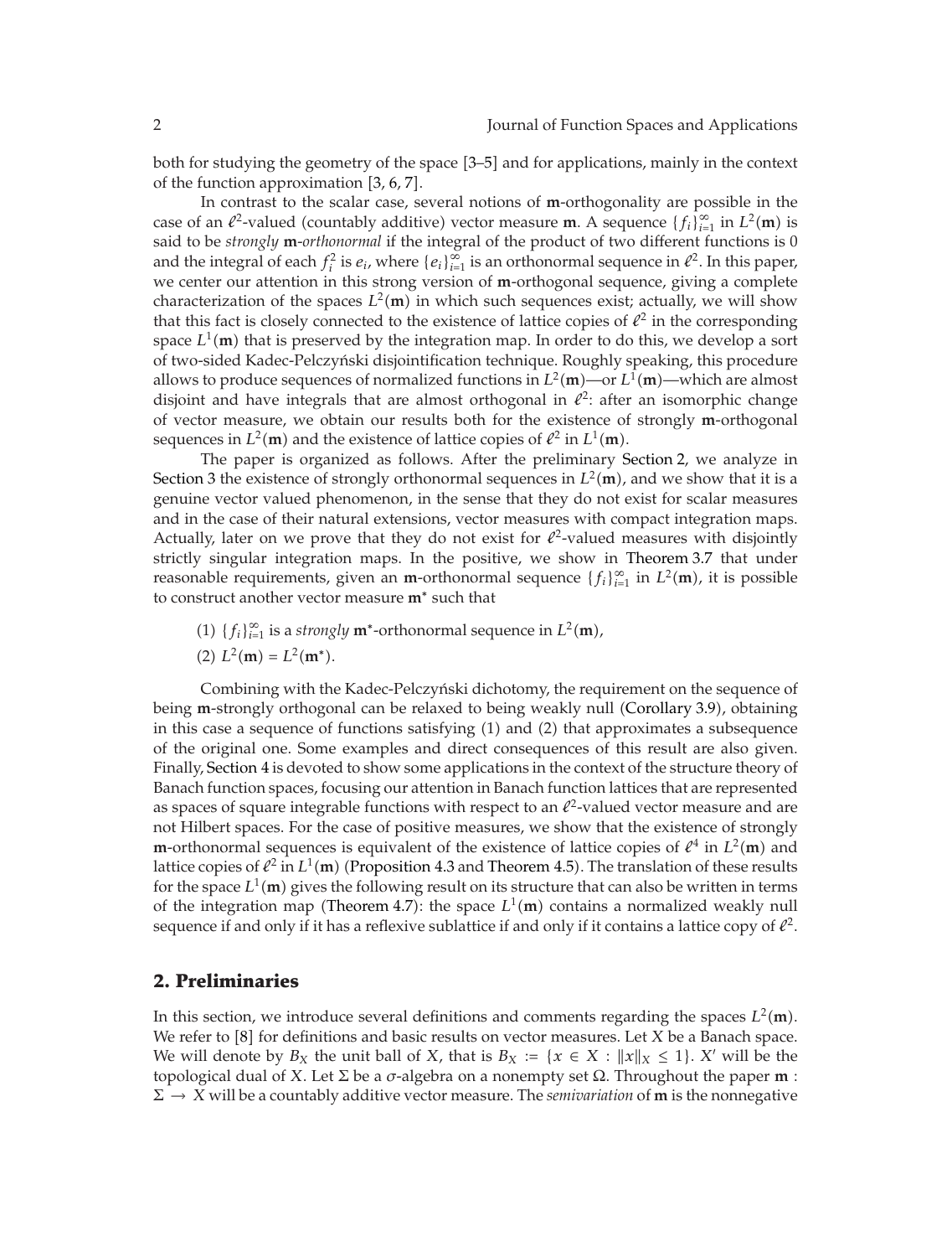both for studying the geometry of the space [3–5] and for applications, mainly in the context of the function approximation [3, 6, 7].

In contrast to the scalar case, several notions of $\mathbf{m}$-orthogonality are possible in the case of an $\ell^2$-valued (countably additive) vector measure $\mathbf{m}$. A sequence $\{f_i\}_{i=1}^{\infty}$ in $L^2(\mathbf{m})$ is said to be *strongly* $\mathbf{m}$*-orthonormal* if the integral of the product of two different functions is 0 and the integral of each $f_i^2$ is $e_i$, where $\{e_i\}_{i=1}^{\infty}$ is an orthonormal sequence in $\ell^2$. In this paper, we center our attention in this strong version of $\mathbf{m}$-orthogonal sequence, giving a complete characterization of the spaces $L^2(\mathbf{m})$ in which such sequences exist; actually, we will show that this fact is closely connected to the existence of lattice copies of $\ell^2$ in the corresponding space $L^1(\mathbf{m})$ that is preserved by the integration map. In order to do this, we develop a sort of two-sided Kadec-Pelczyński disjointification technique. Roughly speaking, this procedure allows to produce sequences of normalized functions in $L^2(\mathbf{m})$—or $L^1(\mathbf{m})$—which are almost disjoint and have integrals that are almost orthogonal in $\ell^2$: after an isomorphic change of vector measure, we obtain our results both for the existence of strongly $\mathbf{m}$-orthogonal sequences in $L^2(\mathbf{m})$ and the existence of lattice copies of $\ell^2$ in $L^1(\mathbf{m})$.

The paper is organized as follows. After the preliminary Section 2, we analyze in Section 3 the existence of strongly orthonormal sequences in $L^2(\mathbf{m})$, and we show that it is a genuine vector valued phenomenon, in the sense that they do not exist for scalar measures and in the case of their natural extensions, vector measures with compact integration maps. Actually, later on we prove that they do not exist for $\ell^2$-valued measures with disjointly strictly singular integration maps. In the positive, we show in Theorem 3.7 that under reasonable requirements, given an $\mathbf{m}$-orthonormal sequence $\{f_i\}_{i=1}^{\infty}$ in $L^2(\mathbf{m})$, it is possible to construct another vector measure $\mathbf{m}^*$ such that

(1) $\{f_i\}_{i=1}^{\infty}$ is a *strongly* $\mathbf{m}^*$-orthonormal sequence in $L^2(\mathbf{m})$,

(2) $L^2(\mathbf{m}) = L^2(\mathbf{m}^*)$.

Combining with the Kadec-Pelczyński dichotomy, the requirement on the sequence of being $\mathbf{m}$-strongly orthogonal can be relaxed to being weakly null (Corollary 3.9), obtaining in this case a sequence of functions satisfying (1) and (2) that approximates a subsequence of the original one. Some examples and direct consequences of this result are also given. Finally, Section 4 is devoted to show some applications in the context of the structure theory of Banach function spaces, focusing our attention in Banach function lattices that are represented as spaces of square integrable functions with respect to an $\ell^2$-valued vector measure and are not Hilbert spaces. For the case of positive measures, we show that the existence of strongly $\mathbf{m}$-orthonormal sequences is equivalent of the existence of lattice copies of $\ell^4$ in $L^2(\mathbf{m})$ and lattice copies of $\ell^2$ in $L^1(\mathbf{m})$ (Proposition 4.3 and Theorem 4.5). The translation of these results for the space $L^1(\mathbf{m})$ gives the following result on its structure that can also be written in terms of the integration map (Theorem 4.7): the space $L^1(\mathbf{m})$ contains a normalized weakly null sequence if and only if it has a reflexive sublattice if and only if it contains a lattice copy of $\ell^2$.

## 2. Preliminaries

In this section, we introduce several definitions and comments regarding the spaces $L^2(\mathbf{m})$. We refer to [8] for definitions and basic results on vector measures. Let $X$ be a Banach space. We will denote by $B_X$ the unit ball of $X$, that is $B_X := \{x \in X : \|x\|_X \leq 1\}$. $X'$ will be the topological dual of $X$. Let $\Sigma$ be a $\sigma$-algebra on a nonempty set $\Omega$. Throughout the paper $\mathbf{m} : \Sigma \to X$ will be a countably additive vector measure. The *semivariation* of $\mathbf{m}$ is the nonnegative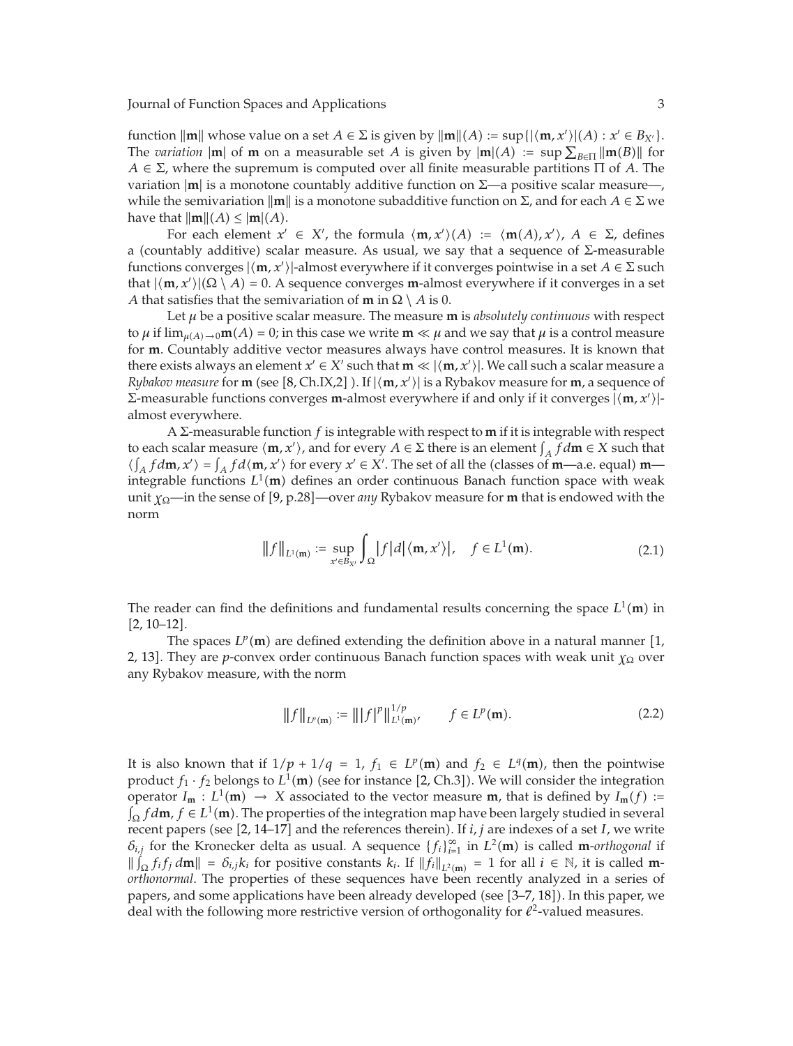function $\|\mathbf{m}\|$ whose value on a set $A \in \Sigma$ is given by $\|\mathbf{m}\|(A) := \sup\{|\langle \mathbf{m}, x' \rangle|(A) : x' \in B_{X'}\}$. The *variation* $|\mathbf{m}|$ of $\mathbf{m}$ on a measurable set $A$ is given by $|\mathbf{m}|(A) := \sup \sum_{B \in \Pi} \|\mathbf{m}(B)\|$ for $A \in \Sigma$, where the supremum is computed over all finite measurable partitions $\Pi$ of $A$. The variation $|\mathbf{m}|$ is a monotone countably additive function on $\Sigma$—a positive scalar measure—, while the semivariation $\|\mathbf{m}\|$ is a monotone subadditive function on $\Sigma$, and for each $A \in \Sigma$ we have that $\|\mathbf{m}\|(A) \leq |\mathbf{m}|(A)$.

For each element $x' \in X'$, the formula $\langle \mathbf{m}, x' \rangle(A) := \langle \mathbf{m}(A), x' \rangle$, $A \in \Sigma$, defines a (countably additive) scalar measure. As usual, we say that a sequence of $\Sigma$-measurable functions converges $|\langle \mathbf{m}, x' \rangle|$-almost everywhere if it converges pointwise in a set $A \in \Sigma$ such that $|\langle \mathbf{m}, x' \rangle|(\Omega \setminus A) = 0$. A sequence converges $\mathbf{m}$-almost everywhere if it converges in a set $A$ that satisfies that the semivariation of $\mathbf{m}$ in $\Omega \setminus A$ is 0.

Let $\mu$ be a positive scalar measure. The measure $\mathbf{m}$ is *absolutely continuous* with respect to $\mu$ if $\lim_{\mu(A) \to 0} \mathbf{m}(A) = 0$; in this case we write $\mathbf{m} \ll \mu$ and we say that $\mu$ is a control measure for $\mathbf{m}$. Countably additive vector measures always have control measures. It is known that there exists always an element $x' \in X'$ such that $\mathbf{m} \ll |\langle \mathbf{m}, x' \rangle|$. We call such a scalar measure a *Rybakov measure* for $\mathbf{m}$ (see [8, Ch.IX,2] ). If $|\langle \mathbf{m}, x' \rangle|$ is a Rybakov measure for $\mathbf{m}$, a sequence of $\Sigma$-measurable functions converges $\mathbf{m}$-almost everywhere if and only if it converges $|\langle \mathbf{m}, x' \rangle|$-almost everywhere.

A $\Sigma$-measurable function $f$ is integrable with respect to $\mathbf{m}$ if it is integrable with respect to each scalar measure $\langle \mathbf{m}, x' \rangle$, and for every $A \in \Sigma$ there is an element $\int_A f d\mathbf{m} \in X$ such that $\langle \int_A f d\mathbf{m}, x' \rangle = \int_A f d\langle \mathbf{m}, x' \rangle$ for every $x' \in X'$. The set of all the (classes of $\mathbf{m}$—a.e. equal) $\mathbf{m}$—integrable functions $L^1(\mathbf{m})$ defines an order continuous Banach function space with weak unit $\chi_\Omega$—in the sense of [9, p.28]—over *any* Rybakov measure for $\mathbf{m}$ that is endowed with the norm

$$\|f\|_{L^1(\mathbf{m})} := \sup_{x' \in B_{X'}} \int_\Omega |f| d|\langle \mathbf{m}, x' \rangle|, \quad f \in L^1(\mathbf{m}). \tag{2.1}$$

The reader can find the definitions and fundamental results concerning the space $L^1(\mathbf{m})$ in [2, 10–12].

The spaces $L^p(\mathbf{m})$ are defined extending the definition above in a natural manner [1, 2, 13]. They are $p$-convex order continuous Banach function spaces with weak unit $\chi_\Omega$ over any Rybakov measure, with the norm

$$\|f\|_{L^p(\mathbf{m})} := \| |f|^p \|_{L^1(\mathbf{m})}^{1/p}, \qquad f \in L^p(\mathbf{m}). \tag{2.2}$$

It is also known that if $1/p + 1/q = 1$, $f_1 \in L^p(\mathbf{m})$ and $f_2 \in L^q(\mathbf{m})$, then the pointwise product $f_1 \cdot f_2$ belongs to $L^1(\mathbf{m})$ (see for instance [2, Ch.3]). We will consider the integration operator $I_\mathbf{m} : L^1(\mathbf{m}) \to X$ associated to the vector measure $\mathbf{m}$, that is defined by $I_\mathbf{m}(f) := \int_\Omega f d\mathbf{m}$, $f \in L^1(\mathbf{m})$. The properties of the integration map have been largely studied in several recent papers (see [2, 14–17] and the references therein). If $i, j$ are indexes of a set $I$, we write $\delta_{i,j}$ for the Kronecker delta as usual. A sequence $\{f_i\}_{i=1}^\infty$ in $L^2(\mathbf{m})$ is called $\mathbf{m}$*-orthogonal* if $\| \int_\Omega f_i f_j \, d\mathbf{m} \| = \delta_{i,j} k_i$ for positive constants $k_i$. If $\|f_i\|_{L^2(\mathbf{m})} = 1$ for all $i \in \mathbb{N}$, it is called $\mathbf{m}$*-orthonormal*. The properties of these sequences have been recently analyzed in a series of papers, and some applications have been already developed (see [3–7, 18]). In this paper, we deal with the following more restrictive version of orthogonality for $\ell^2$-valued measures.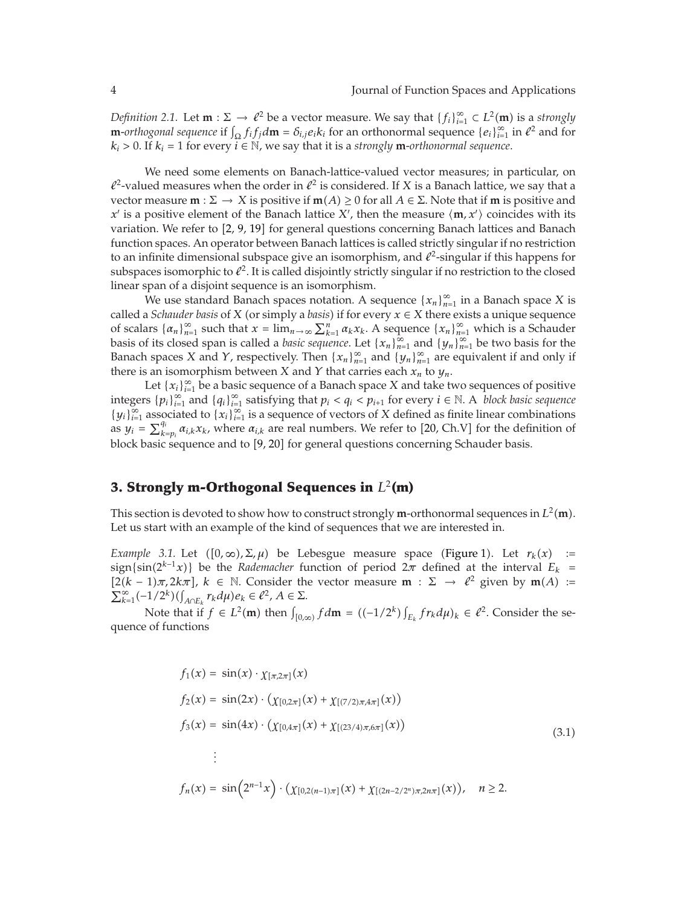*Definition 2.1.* Let $\mathbf{m} : \Sigma \to \ell^2$ be a vector measure. We say that $\{f_i\}_{i=1}^{\infty} \subset L^2(\mathbf{m})$ is a *strongly* $\mathbf{m}$*-orthogonal sequence* if $\int_\Omega f_i f_j d\mathbf{m} = \delta_{i,j} e_i k_i$ for an orthonormal sequence $\{e_i\}_{i=1}^{\infty}$ in $\ell^2$ and for $k_i > 0$. If $k_i = 1$ for every $i \in \mathbb{N}$, we say that it is a *strongly* $\mathbf{m}$*-orthonormal sequence*.

We need some elements on Banach-lattice-valued vector measures; in particular, on $\ell^2$-valued measures when the order in $\ell^2$ is considered. If $X$ is a Banach lattice, we say that a vector measure $\mathbf{m} : \Sigma \to X$ is positive if $\mathbf{m}(A) \geq 0$ for all $A \in \Sigma$. Note that if $\mathbf{m}$ is positive and $x'$ is a positive element of the Banach lattice $X'$, then the measure $\langle \mathbf{m}, x' \rangle$ coincides with its variation. We refer to [2, 9, 19] for general questions concerning Banach lattices and Banach function spaces. An operator between Banach lattices is called strictly singular if no restriction to an infinite dimensional subspace give an isomorphism, and $\ell^2$-singular if this happens for subspaces isomorphic to $\ell^2$. It is called disjointly strictly singular if no restriction to the closed linear span of a disjoint sequence is an isomorphism.

We use standard Banach spaces notation. A sequence $\{x_n\}_{n=1}^{\infty}$ in a Banach space $X$ is called a *Schauder basis* of $X$ (or simply a *basis*) if for every $x \in X$ there exists a unique sequence of scalars $\{\alpha_n\}_{n=1}^{\infty}$ such that $x = \lim_{n\to\infty} \sum_{k=1}^{n} \alpha_k x_k$. A sequence $\{x_n\}_{n=1}^{\infty}$ which is a Schauder basis of its closed span is called a *basic sequence*. Let $\{x_n\}_{n=1}^{\infty}$ and $\{y_n\}_{n=1}^{\infty}$ be two basis for the Banach spaces $X$ and $Y$, respectively. Then $\{x_n\}_{n=1}^{\infty}$ and $\{y_n\}_{n=1}^{\infty}$ are equivalent if and only if there is an isomorphism between $X$ and $Y$ that carries each $x_n$ to $y_n$.

Let $\{x_i\}_{i=1}^{\infty}$ be a basic sequence of a Banach space $X$ and take two sequences of positive integers $\{p_i\}_{i=1}^{\infty}$ and $\{q_i\}_{i=1}^{\infty}$ satisfying that $p_i < q_i < p_{i+1}$ for every $i \in \mathbb{N}$. A *block basic sequence* $\{y_i\}_{i=1}^{\infty}$ associated to $\{x_i\}_{i=1}^{\infty}$ is a sequence of vectors of $X$ defined as finite linear combinations as $y_i = \sum_{k=p_i}^{q_i} \alpha_{i,k} x_k$, where $\alpha_{i,k}$ are real numbers. We refer to [20, Ch.V] for the definition of block basic sequence and to [9, 20] for general questions concerning Schauder basis.

## 3. Strongly m-Orthogonal Sequences in $L^2(\mathbf{m})$

This section is devoted to show how to construct strongly $\mathbf{m}$-orthonormal sequences in $L^2(\mathbf{m})$. Let us start with an example of the kind of sequences that we are interested in.

*Example 3.1.* Let $([0,\infty), \Sigma, \mu)$ be Lebesgue measure space (Figure 1). Let $r_k(x) := \operatorname{sign}\{\sin(2^{k-1}x)\}$ be the *Rademacher* function of period $2\pi$ defined at the interval $E_k = [2(k-1)\pi, 2k\pi]$, $k \in \mathbb{N}$. Consider the vector measure $\mathbf{m} : \Sigma \to \ell^2$ given by $\mathbf{m}(A) := \sum_{k=1}^{\infty} (-1/2^k)(\int_{A \cap E_k} r_k d\mu) e_k \in \ell^2$, $A \in \Sigma$.

Note that if $f \in L^2(\mathbf{m})$ then $\int_{[0,\infty)} f d\mathbf{m} = ((-1/2^k) \int_{E_k} f r_k d\mu)_k \in \ell^2$. Consider the sequence of functions

$$
\begin{aligned}
f_1(x) &= \sin(x) \cdot \chi_{[\pi,2\pi]}(x) \\
f_2(x) &= \sin(2x) \cdot \left(\chi_{[0,2\pi]}(x) + \chi_{[(7/2)\pi,4\pi]}(x)\right) \\
f_3(x) &= \sin(4x) \cdot \left(\chi_{[0,4\pi]}(x) + \chi_{[(23/4)\pi,6\pi]}(x)\right) \\
&\vdots \\
f_n(x) &= \sin\left(2^{n-1}x\right) \cdot \left(\chi_{[0,2(n-1)\pi]}(x) + \chi_{[(2n-2/2^n)\pi,2n\pi]}(x)\right), \quad n \geq 2.
\end{aligned}
\tag{3.1}
$$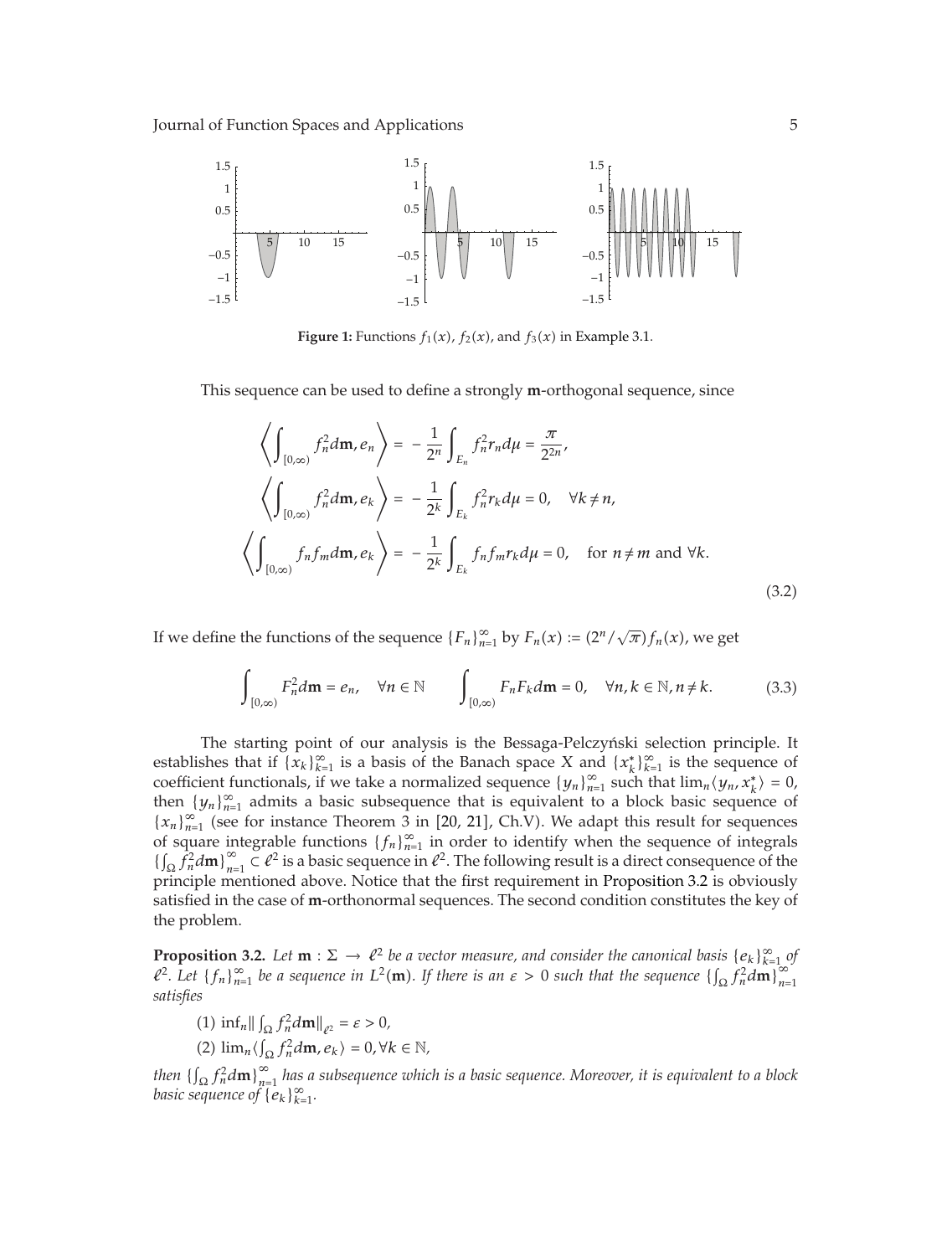**Figure 1:** Functions $f_1(x)$, $f_2(x)$, and $f_3(x)$ in Example 3.1.

This sequence can be used to define a strongly **m**-orthogonal sequence, since

$$
\begin{aligned}
\left\langle \int_{[0,\infty)} f_n^2 d\mathbf{m}, e_n \right\rangle &= -\frac{1}{2^n} \int_{E_n} f_n^2 r_n d\mu = \frac{\pi}{2^{2n}}, \\
\left\langle \int_{[0,\infty)} f_n^2 d\mathbf{m}, e_k \right\rangle &= -\frac{1}{2^k} \int_{E_k} f_n^2 r_k d\mu = 0, \quad \forall k \neq n, \\
\left\langle \int_{[0,\infty)} f_n f_m d\mathbf{m}, e_k \right\rangle &= -\frac{1}{2^k} \int_{E_k} f_n f_m r_k d\mu = 0, \quad \text{for } n \neq m \text{ and } \forall k.
\end{aligned}
\tag{3.2}
$$

If we define the functions of the sequence $\{F_n\}_{n=1}^{\infty}$ by $F_n(x) := (2^n/\sqrt{\pi}) f_n(x)$, we get

$$
\int_{[0,\infty)} F_n^2 d\mathbf{m} = e_n, \quad \forall n \in \mathbb{N} \qquad \int_{[0,\infty)} F_n F_k d\mathbf{m} = 0, \quad \forall n, k \in \mathbb{N}, n \neq k. \tag{3.3}
$$

The starting point of our analysis is the Bessaga-Pelczyński selection principle. It establishes that if $\{x_k\}_{k=1}^{\infty}$ is a basis of the Banach space $X$ and $\{x_k^*\}_{k=1}^{\infty}$ is the sequence of coefficient functionals, if we take a normalized sequence $\{y_n\}_{n=1}^{\infty}$ such that $\lim_n \langle y_n, x_k^* \rangle = 0$, then $\{y_n\}_{n=1}^{\infty}$ admits a basic subsequence that is equivalent to a block basic sequence of $\{x_n\}_{n=1}^{\infty}$ (see for instance Theorem 3 in [20, 21], Ch.V). We adapt this result for sequences of square integrable functions $\{f_n\}_{n=1}^{\infty}$ in order to identify when the sequence of integrals $\{\int_{\Omega} f_n^2 d\mathbf{m}\}_{n=1}^{\infty} \subset \ell^2$ is a basic sequence in $\ell^2$. The following result is a direct consequence of the principle mentioned above. Notice that the first requirement in Proposition 3.2 is obviously satisfied in the case of **m**-orthonormal sequences. The second condition constitutes the key of the problem.

**Proposition 3.2.** *Let $\mathbf{m} : \Sigma \to \ell^2$ be a vector measure, and consider the canonical basis $\{e_k\}_{k=1}^{\infty}$ of $\ell^2$. Let $\{f_n\}_{n=1}^{\infty}$ be a sequence in $L^2(\mathbf{m})$. If there is an $\varepsilon > 0$ such that the sequence $\{\int_{\Omega} f_n^2 d\mathbf{m}\}_{n=1}^{\infty}$ satisfies*

(1) $\inf_n \| \int_{\Omega} f_n^2 d\mathbf{m} \|_{\ell^2} = \varepsilon > 0$,

(2) $\lim_n \langle \int_{\Omega} f_n^2 d\mathbf{m}, e_k \rangle = 0, \forall k \in \mathbb{N}$,

*then $\{\int_{\Omega} f_n^2 d\mathbf{m}\}_{n=1}^{\infty}$ has a subsequence which is a basic sequence. Moreover, it is equivalent to a block basic sequence of $\{e_k\}_{k=1}^{\infty}$.*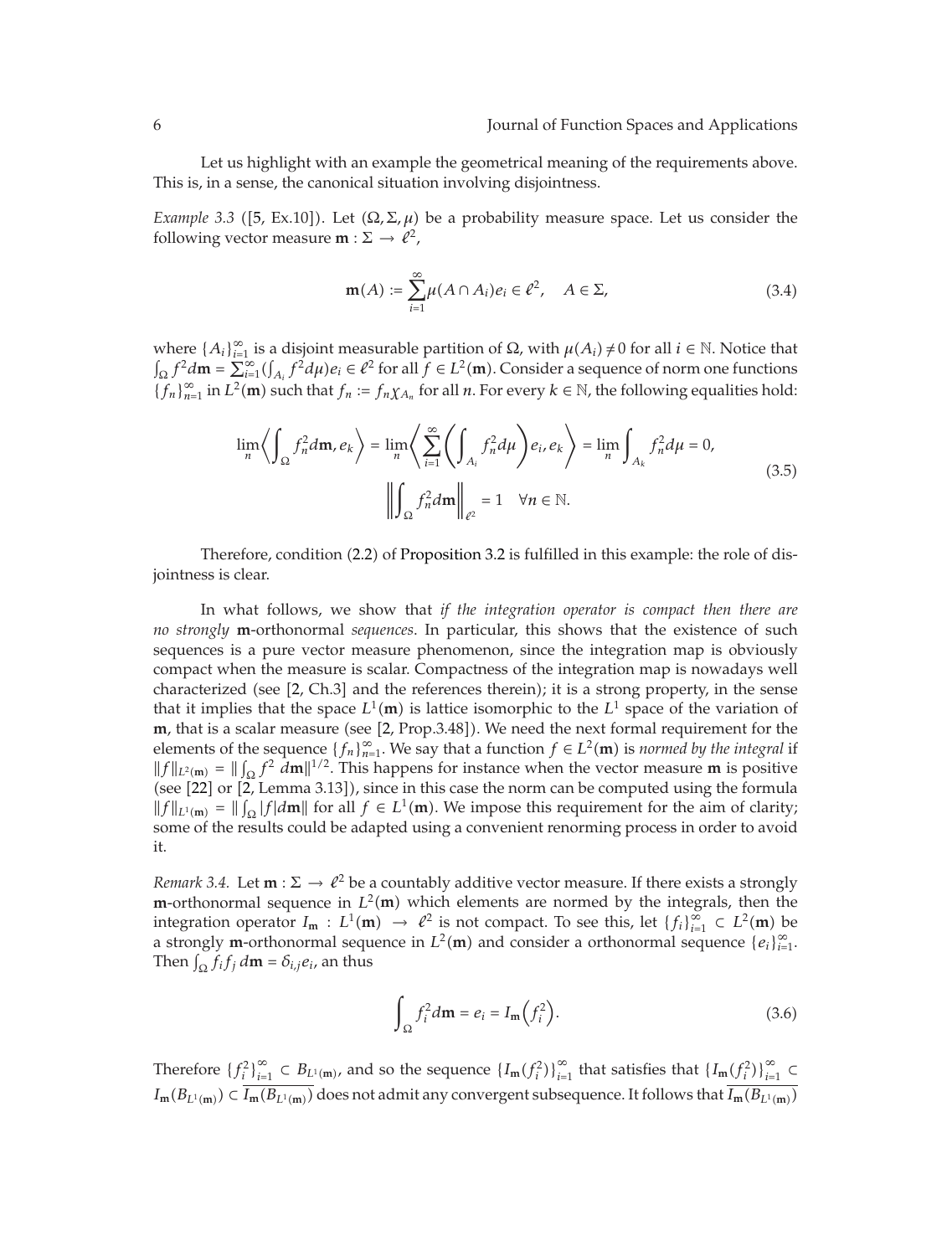Let us highlight with an example the geometrical meaning of the requirements above. This is, in a sense, the canonical situation involving disjointness.

*Example 3.3* ([5, Ex.10]). Let $(\Omega, \Sigma, \mu)$ be a probability measure space. Let us consider the following vector measure $\mathbf{m} : \Sigma \to \ell^2$,

$$\mathbf{m}(A) := \sum_{i=1}^{\infty} \mu(A \cap A_i) e_i \in \ell^2, \quad A \in \Sigma, \tag{3.4}$$

where $\{A_i\}_{i=1}^{\infty}$ is a disjoint measurable partition of $\Omega$, with $\mu(A_i) \neq 0$ for all $i \in \mathbb{N}$. Notice that $\int_\Omega f^2 d\mathbf{m} = \sum_{i=1}^{\infty} (\int_{A_i} f^2 d\mu) e_i \in \ell^2$ for all $f \in L^2(\mathbf{m})$. Consider a sequence of norm one functions $\{f_n\}_{n=1}^{\infty}$ in $L^2(\mathbf{m})$ such that $f_n := f_n \chi_{A_n}$ for all $n$. For every $k \in \mathbb{N}$, the following equalities hold:

$$\begin{gathered}
\lim_n \left\langle \int_\Omega f_n^2 d\mathbf{m}, e_k \right\rangle = \lim_n \left\langle \sum_{i=1}^{\infty} \left( \int_{A_i} f_n^2 d\mu \right) e_i, e_k \right\rangle = \lim_n \int_{A_k} f_n^2 d\mu = 0, \\
\left\| \int_\Omega f_n^2 d\mathbf{m} \right\|_{\ell^2} = 1 \quad \forall n \in \mathbb{N}.
\end{gathered} \tag{3.5}$$

Therefore, condition (2.2) of Proposition 3.2 is fulfilled in this example: the role of disjointness is clear.

In what follows, we show that *if the integration operator is compact then there are no strongly* $\mathbf{m}$-orthonormal *sequences*. In particular, this shows that the existence of such sequences is a pure vector measure phenomenon, since the integration map is obviously compact when the measure is scalar. Compactness of the integration map is nowadays well characterized (see [2, Ch.3] and the references therein); it is a strong property, in the sense that it implies that the space $L^1(\mathbf{m})$ is lattice isomorphic to the $L^1$ space of the variation of $\mathbf{m}$, that is a scalar measure (see [2, Prop.3.48]). We need the next formal requirement for the elements of the sequence $\{f_n\}_{n=1}^{\infty}$. We say that a function $f \in L^2(\mathbf{m})$ is *normed by the integral* if $\|f\|_{L^2(\mathbf{m})} = \|\int_\Omega f^2 \, d\mathbf{m}\|^{1/2}$. This happens for instance when the vector measure $\mathbf{m}$ is positive (see [22] or [2, Lemma 3.13]), since in this case the norm can be computed using the formula $\|f\|_{L^1(\mathbf{m})} = \|\int_\Omega |f| d\mathbf{m}\|$ for all $f \in L^1(\mathbf{m})$. We impose this requirement for the aim of clarity; some of the results could be adapted using a convenient renorming process in order to avoid it.

*Remark 3.4.* Let $\mathbf{m} : \Sigma \to \ell^2$ be a countably additive vector measure. If there exists a strongly $\mathbf{m}$-orthonormal sequence in $L^2(\mathbf{m})$ which elements are normed by the integrals, then the integration operator $I_\mathbf{m} : L^1(\mathbf{m}) \to \ell^2$ is not compact. To see this, let $\{f_i\}_{i=1}^{\infty} \subset L^2(\mathbf{m})$ be a strongly $\mathbf{m}$-orthonormal sequence in $L^2(\mathbf{m})$ and consider a orthonormal sequence $\{e_i\}_{i=1}^{\infty}$. Then $\int_\Omega f_i f_j \, d\mathbf{m} = \delta_{i,j} e_i$, an thus

$$\int_\Omega f_i^2 d\mathbf{m} = e_i = I_\mathbf{m}\left(f_i^2\right). \tag{3.6}$$

Therefore $\{f_i^2\}_{i=1}^{\infty} \subset B_{L^1(\mathbf{m})}$, and so the sequence $\{I_\mathbf{m}(f_i^2)\}_{i=1}^{\infty}$ that satisfies that $\{I_\mathbf{m}(f_i^2)\}_{i=1}^{\infty} \subset I_\mathbf{m}(B_{L^1(\mathbf{m})}) \subset \overline{I_\mathbf{m}(B_{L^1(\mathbf{m})})}$ does not admit any convergent subsequence. It follows that $\overline{I_\mathbf{m}(B_{L^1(\mathbf{m})})}$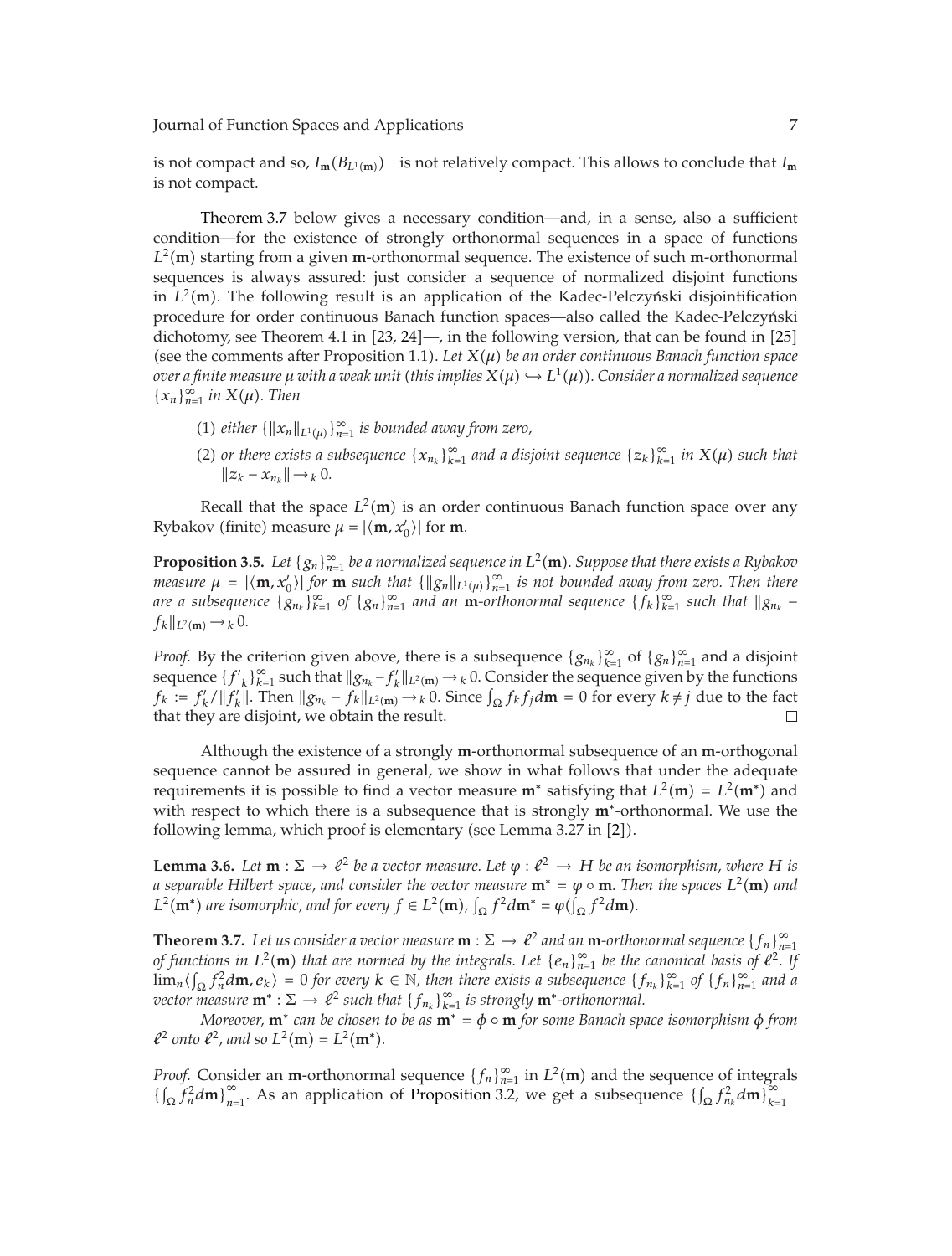is not compact and so, $I_{\mathbf{m}}(B_{L^1(\mathbf{m})})$ is not relatively compact. This allows to conclude that $I_{\mathbf{m}}$ is not compact.

Theorem 3.7 below gives a necessary condition—and, in a sense, also a sufficient condition—for the existence of strongly orthonormal sequences in a space of functions $L^2(\mathbf{m})$ starting from a given $\mathbf{m}$-orthonormal sequence. The existence of such $\mathbf{m}$-orthonormal sequences is always assured: just consider a sequence of normalized disjoint functions in $L^2(\mathbf{m})$. The following result is an application of the Kadec-Pelczyński disjointification procedure for order continuous Banach function spaces—also called the Kadec-Pelczyński dichotomy, see Theorem 4.1 in [23, 24]—, in the following version, that can be found in [25] (see the comments after Proposition 1.1). *Let $X(\mu)$ be an order continuous Banach function space over a finite measure $\mu$ with a weak unit (this implies $X(\mu) \hookrightarrow L^1(\mu)$). Consider a normalized sequence $\{x_n\}_{n=1}^{\infty}$ in $X(\mu)$. Then*

(1) *either $\{\|x_n\|_{L^1(\mu)}\}_{n=1}^{\infty}$ is bounded away from zero,*

(2) *or there exists a subsequence $\{x_{n_k}\}_{k=1}^{\infty}$ and a disjoint sequence $\{z_k\}_{k=1}^{\infty}$ in $X(\mu)$ such that $\|z_k - x_{n_k}\| \to_k 0$.*

Recall that the space $L^2(\mathbf{m})$ is an order continuous Banach function space over any Rybakov (finite) measure $\mu = |\langle \mathbf{m}, x_0' \rangle|$ for $\mathbf{m}$.

**Proposition 3.5.** *Let $\{g_n\}_{n=1}^{\infty}$ be a normalized sequence in $L^2(\mathbf{m})$. Suppose that there exists a Rybakov measure $\mu = |\langle \mathbf{m}, x_0' \rangle|$ for $\mathbf{m}$ such that $\{\|g_n\|_{L^1(\mu)}\}_{n=1}^{\infty}$ is not bounded away from zero. Then there are a subsequence $\{g_{n_k}\}_{k=1}^{\infty}$ of $\{g_n\}_{n=1}^{\infty}$ and an $\mathbf{m}$-orthonormal sequence $\{f_k\}_{k=1}^{\infty}$ such that $\|g_{n_k} - f_k\|_{L^2(\mathbf{m})} \to_k 0$.*

*Proof.* By the criterion given above, there is a subsequence $\{g_{n_k}\}_{k=1}^{\infty}$ of $\{g_n\}_{n=1}^{\infty}$ and a disjoint sequence $\{f'_k\}_{k=1}^{\infty}$ such that $\|g_{n_k} - f'_k\|_{L^2(\mathbf{m})} \to_k 0$. Consider the sequence given by the functions $f_k := f'_k / \|f'_k\|$. Then $\|g_{n_k} - f_k\|_{L^2(\mathbf{m})} \to_k 0$. Since $\int_\Omega f_k f_j d\mathbf{m} = 0$ for every $k \neq j$ due to the fact that they are disjoint, we obtain the result. $\square$

Although the existence of a strongly $\mathbf{m}$-orthonormal subsequence of an $\mathbf{m}$-orthogonal sequence cannot be assured in general, we show in what follows that under the adequate requirements it is possible to find a vector measure $\mathbf{m}^*$ satisfying that $L^2(\mathbf{m}) = L^2(\mathbf{m}^*)$ and with respect to which there is a subsequence that is strongly $\mathbf{m}^*$-orthonormal. We use the following lemma, which proof is elementary (see Lemma 3.27 in [2]).

**Lemma 3.6.** *Let $\mathbf{m} : \Sigma \to \ell^2$ be a vector measure. Let $\varphi : \ell^2 \to H$ be an isomorphism, where $H$ is a separable Hilbert space, and consider the vector measure $\mathbf{m}^* = \varphi \circ \mathbf{m}$. Then the spaces $L^2(\mathbf{m})$ and $L^2(\mathbf{m}^*)$ are isomorphic, and for every $f \in L^2(\mathbf{m})$, $\int_\Omega f^2 d\mathbf{m}^* = \varphi(\int_\Omega f^2 d\mathbf{m})$.*

**Theorem 3.7.** *Let us consider a vector measure $\mathbf{m} : \Sigma \to \ell^2$ and an $\mathbf{m}$-orthonormal sequence $\{f_n\}_{n=1}^{\infty}$ of functions in $L^2(\mathbf{m})$ that are normed by the integrals. Let $\{e_n\}_{n=1}^{\infty}$ be the canonical basis of $\ell^2$. If $\lim_n \langle \int_\Omega f_n^2 d\mathbf{m}, e_k \rangle = 0$ for every $k \in \mathbb{N}$, then there exists a subsequence $\{f_{n_k}\}_{k=1}^{\infty}$ of $\{f_n\}_{n=1}^{\infty}$ and a vector measure $\mathbf{m}^* : \Sigma \to \ell^2$ such that $\{f_{n_k}\}_{k=1}^{\infty}$ is strongly $\mathbf{m}^*$-orthonormal.*

*Moreover, $\mathbf{m}^*$ can be chosen to be as $\mathbf{m}^* = \phi \circ \mathbf{m}$ for some Banach space isomorphism $\phi$ from $\ell^2$ onto $\ell^2$, and so $L^2(\mathbf{m}) = L^2(\mathbf{m}^*)$.*

*Proof.* Consider an $\mathbf{m}$-orthonormal sequence $\{f_n\}_{n=1}^{\infty}$ in $L^2(\mathbf{m})$ and the sequence of integrals $\{\int_\Omega f_n^2 d\mathbf{m}\}_{n=1}^{\infty}$. As an application of Proposition 3.2, we get a subsequence $\{\int_\Omega f_{n_k}^2 d\mathbf{m}\}_{k=1}^{\infty}$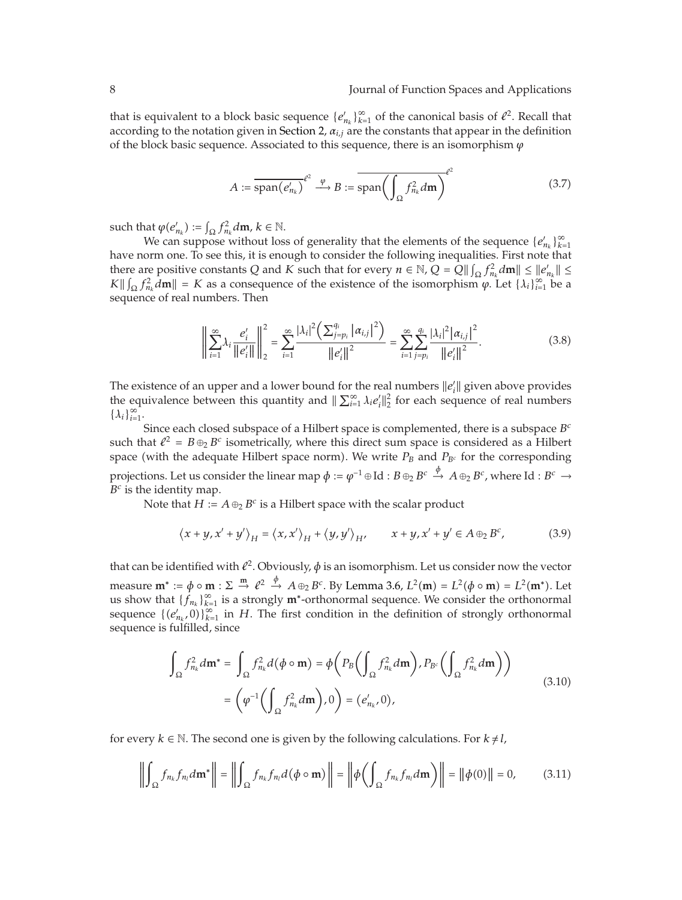that is equivalent to a block basic sequence $\{e'_{n_k}\}_{k=1}^{\infty}$ of the canonical basis of $\ell^2$. Recall that according to the notation given in Section 2, $\alpha_{i,j}$ are the constants that appear in the definition of the block basic sequence. Associated to this sequence, there is an isomorphism $\varphi$

$$A := \overline{\operatorname{span}(e'_{n_k})}^{\ell^2} \xrightarrow{\varphi} B := \overline{\operatorname{span}\left(\int_\Omega f_{n_k}^2 d\mathbf{m}\right)}^{\ell^2} \tag{3.7}$$

such that $\varphi(e'_{n_k}) := \int_\Omega f_{n_k}^2 d\mathbf{m}$, $k \in \mathbb{N}$.

We can suppose without loss of generality that the elements of the sequence $\{e'_{n_k}\}_{k=1}^{\infty}$ have norm one. To see this, it is enough to consider the following inequalities. First note that there are positive constants $Q$ and $K$ such that for every $n \in \mathbb{N}$, $Q = Q\|\int_\Omega f_{n_k}^2 d\mathbf{m}\| \le \|e'_{n_k}\| \le K\|\int_\Omega f_{n_k}^2 d\mathbf{m}\| = K$ as a consequence of the existence of the isomorphism $\varphi$. Let $\{\lambda_i\}_{i=1}^{\infty}$ be a sequence of real numbers. Then

$$\left\| \sum_{i=1}^{\infty} \lambda_i \frac{e'_i}{\|e'_i\|} \right\|_2^2 = \sum_{i=1}^{\infty} \frac{|\lambda_i|^2 \left( \sum_{j=p_i}^{q_i} |\alpha_{i,j}|^2 \right)}{\|e'_i\|^2} = \sum_{i=1}^{\infty} \sum_{j=p_i}^{q_i} \frac{|\lambda_i|^2 |\alpha_{i,j}|^2}{\|e'_i\|^2}. \tag{3.8}$$

The existence of an upper and a lower bound for the real numbers $\|e'_i\|$ given above provides the equivalence between this quantity and $\|\sum_{i=1}^{\infty} \lambda_i e'_i\|_2^2$ for each sequence of real numbers $\{\lambda_i\}_{i=1}^{\infty}$.

Since each closed subspace of a Hilbert space is complemented, there is a subspace $B^c$ such that $\ell^2 = B \oplus_2 B^c$ isometrically, where this direct sum space is considered as a Hilbert space (with the adequate Hilbert space norm). We write $P_B$ and $P_{B^c}$ for the corresponding projections. Let us consider the linear map $\phi := \varphi^{-1} \oplus \mathrm{Id} : B \oplus_2 B^c \xrightarrow{\phi} A \oplus_2 B^c$, where $\mathrm{Id} : B^c \to B^c$ is the identity map.

Note that $H := A \oplus_2 B^c$ is a Hilbert space with the scalar product

$$\langle x + y, x' + y' \rangle_H = \langle x, x' \rangle_H + \langle y, y' \rangle_H, \qquad x + y, x' + y' \in A \oplus_2 B^c, \tag{3.9}$$

that can be identified with $\ell^2$. Obviously, $\phi$ is an isomorphism. Let us consider now the vector measure $\mathbf{m}^* := \phi \circ \mathbf{m} : \Sigma \xrightarrow{\mathbf{m}} \ell^2 \xrightarrow{\phi} A \oplus_2 B^c$. By Lemma 3.6, $L^2(\mathbf{m}) = L^2(\phi \circ \mathbf{m}) = L^2(\mathbf{m}^*)$. Let us show that $\{f_{n_k}\}_{k=1}^{\infty}$ is a strongly $\mathbf{m}^*$-orthonormal sequence. We consider the orthonormal sequence $\{(e'_{n_k}, 0)\}_{k=1}^{\infty}$ in $H$. The first condition in the definition of strongly orthonormal sequence is fulfilled, since

$$\begin{aligned}
\int_\Omega f_{n_k}^2 d\mathbf{m}^* &= \int_\Omega f_{n_k}^2 d(\phi \circ \mathbf{m}) = \phi\left( P_B\left( \int_\Omega f_{n_k}^2 d\mathbf{m} \right), P_{B^c}\left( \int_\Omega f_{n_k}^2 d\mathbf{m} \right) \right) \\
&= \left( \varphi^{-1}\left( \int_\Omega f_{n_k}^2 d\mathbf{m} \right), 0 \right) = (e'_{n_k}, 0),
\end{aligned} \tag{3.10}$$

for every $k \in \mathbb{N}$. The second one is given by the following calculations. For $k \ne l$,

$$\left\| \int_\Omega f_{n_k} f_{n_l} d\mathbf{m}^* \right\| = \left\| \int_\Omega f_{n_k} f_{n_l} d(\phi \circ \mathbf{m}) \right\| = \left\| \phi\left( \int_\Omega f_{n_k} f_{n_l} d\mathbf{m} \right) \right\| = \|\phi(0)\| = 0, \tag{3.11}$$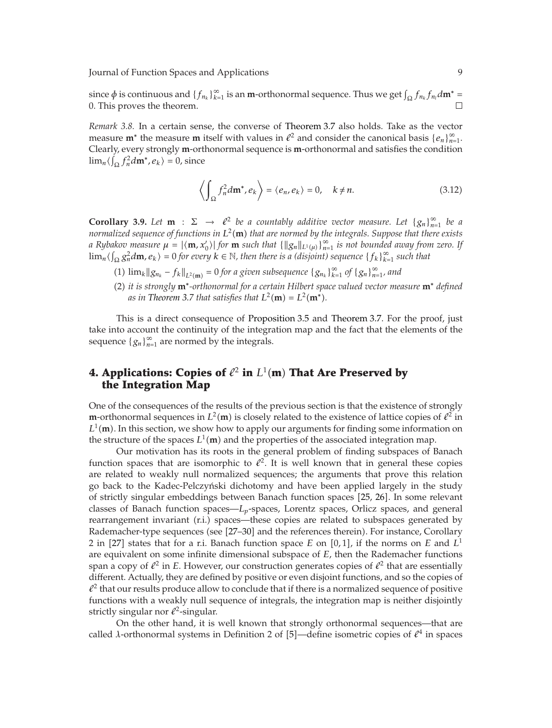since $\phi$ is continuous and $\{f_{n_k}\}_{k=1}^{\infty}$ is an **m**-orthonormal sequence. Thus we get $\int_{\Omega} f_{n_k} f_{n_l} d\mathbf{m}^* = 0$. This proves the theorem. □

*Remark 3.8.* In a certain sense, the converse of Theorem 3.7 also holds. Take as the vector measure $\mathbf{m}^*$ the measure $\mathbf{m}$ itself with values in $\ell^2$ and consider the canonical basis $\{e_n\}_{n=1}^{\infty}$. Clearly, every strongly **m**-orthonormal sequence is **m**-orthonormal and satisfies the condition $\lim_n \langle \int_{\Omega} f_n^2 d\mathbf{m}^*, e_k \rangle = 0$, since

$$\left\langle \int_{\Omega} f_n^2 d\mathbf{m}^*, e_k \right\rangle = \langle e_n, e_k \rangle = 0, \quad k \neq n. \tag{3.12}$$

**Corollary 3.9.** *Let $\mathbf{m} : \Sigma \to \ell^2$ be a countably additive vector measure. Let $\{g_n\}_{n=1}^{\infty}$ be a normalized sequence of functions in $L^2(\mathbf{m})$ that are normed by the integrals. Suppose that there exists a Rybakov measure $\mu = |\langle \mathbf{m}, x_0' \rangle|$ for $\mathbf{m}$ such that $\{\|g_n\|_{L^1(\mu)}\}_{n=1}^{\infty}$ is not bounded away from zero. If $\lim_n \langle \int_{\Omega} g_n^2 d\mathbf{m}, e_k \rangle = 0$ for every $k \in \mathbb{N}$, then there is a (disjoint) sequence $\{f_k\}_{k=1}^{\infty}$ such that*

(1) *$\lim_k \|g_{n_k} - f_k\|_{L^2(\mathbf{m})} = 0$ for a given subsequence $\{g_{n_k}\}_{k=1}^{\infty}$ of $\{g_n\}_{n=1}^{\infty}$, and*

(2) *it is strongly $\mathbf{m}^*$-orthonormal for a certain Hilbert space valued vector measure $\mathbf{m}^*$ defined as in Theorem 3.7 that satisfies that $L^2(\mathbf{m}) = L^2(\mathbf{m}^*)$.*

This is a direct consequence of Proposition 3.5 and Theorem 3.7. For the proof, just take into account the continuity of the integration map and the fact that the elements of the sequence $\{g_n\}_{n=1}^{\infty}$ are normed by the integrals.

## 4. Applications: Copies of $\ell^2$ in $L^1(\mathbf{m})$ That Are Preserved by the Integration Map

One of the consequences of the results of the previous section is that the existence of strongly **m**-orthonormal sequences in $L^2(\mathbf{m})$ is closely related to the existence of lattice copies of $\ell^2$ in $L^1(\mathbf{m})$. In this section, we show how to apply our arguments for finding some information on the structure of the spaces $L^1(\mathbf{m})$ and the properties of the associated integration map.

Our motivation has its roots in the general problem of finding subspaces of Banach function spaces that are isomorphic to $\ell^2$. It is well known that in general these copies are related to weakly null normalized sequences; the arguments that prove this relation go back to the Kadec-Pelczyński dichotomy and have been applied largely in the study of strictly singular embeddings between Banach function spaces [25, 26]. In some relevant classes of Banach function spaces—$L_p$-spaces, Lorentz spaces, Orlicz spaces, and general rearrangement invariant (r.i.) spaces—these copies are related to subspaces generated by Rademacher-type sequences (see [27–30] and the references therein). For instance, Corollary 2 in [27] states that for a r.i. Banach function space $E$ on $[0,1]$, if the norms on $E$ and $L^1$ are equivalent on some infinite dimensional subspace of $E$, then the Rademacher functions span a copy of $\ell^2$ in $E$. However, our construction generates copies of $\ell^2$ that are essentially different. Actually, they are defined by positive or even disjoint functions, and so the copies of $\ell^2$ that our results produce allow to conclude that if there is a normalized sequence of positive functions with a weakly null sequence of integrals, the integration map is neither disjointly strictly singular nor $\ell^2$-singular.

On the other hand, it is well known that strongly orthonormal sequences—that are called $\lambda$-orthonormal systems in Definition 2 of [5]—define isometric copies of $\ell^4$ in spaces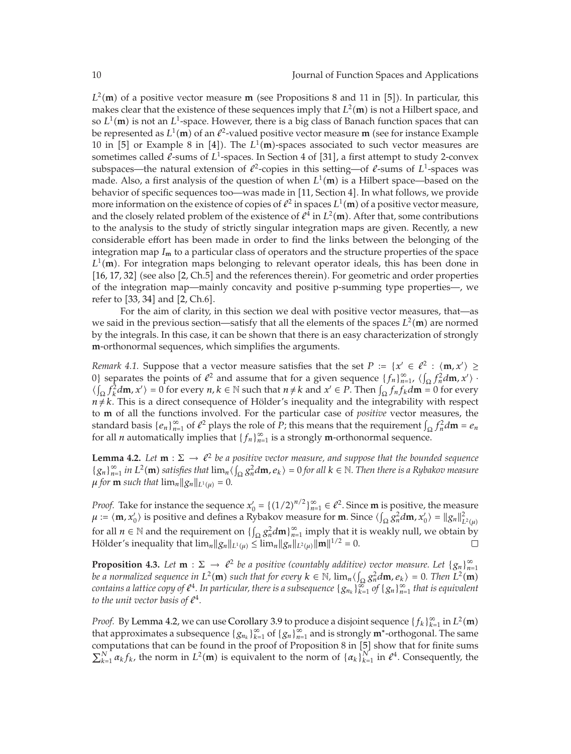$L^2(\mathbf{m})$ of a positive vector measure $\mathbf{m}$ (see Propositions 8 and 11 in [5]). In particular, this makes clear that the existence of these sequences imply that $L^2(\mathbf{m})$ is not a Hilbert space, and so $L^1(\mathbf{m})$ is not an $L^1$-space. However, there is a big class of Banach function spaces that can be represented as $L^1(\mathbf{m})$ of an $\ell^2$-valued positive vector measure $\mathbf{m}$ (see for instance Example 10 in [5] or Example 8 in [4]). The $L^1(\mathbf{m})$-spaces associated to such vector measures are sometimes called $\ell$-sums of $L^1$-spaces. In Section 4 of [31], a first attempt to study 2-convex subspaces—the natural extension of $\ell^2$-copies in this setting—of $\ell$-sums of $L^1$-spaces was made. Also, a first analysis of the question of when $L^1(\mathbf{m})$ is a Hilbert space—based on the behavior of specific sequences too—was made in [11, Section 4]. In what follows, we provide more information on the existence of copies of $\ell^2$ in spaces $L^1(\mathbf{m})$ of a positive vector measure, and the closely related problem of the existence of $\ell^4$ in $L^2(\mathbf{m})$. After that, some contributions to the analysis to the study of strictly singular integration maps are given. Recently, a new considerable effort has been made in order to find the links between the belonging of the integration map $I_{\mathbf{m}}$ to a particular class of operators and the structure properties of the space $L^1(\mathbf{m})$. For integration maps belonging to relevant operator ideals, this has been done in [16, 17, 32] (see also [2, Ch.5] and the references therein). For geometric and order properties of the integration map—mainly concavity and positive p-summing type properties—, we refer to [33, 34] and [2, Ch.6].

For the aim of clarity, in this section we deal with positive vector measures, that—as we said in the previous section—satisfy that all the elements of the spaces $L^2(\mathbf{m})$ are normed by the integrals. In this case, it can be shown that there is an easy characterization of strongly $\mathbf{m}$-orthonormal sequences, which simplifies the arguments.

*Remark 4.1.* Suppose that a vector measure satisfies that the set $P := \{x' \in \ell^2 : \langle \mathbf{m}, x' \rangle \geq 0\}$ separates the points of $\ell^2$ and assume that for a given sequence $\{f_n\}_{n=1}^{\infty}$, $\langle \int_\Omega f_n^2 d\mathbf{m}, x' \rangle \cdot \langle \int_\Omega f_k^2 d\mathbf{m}, x' \rangle = 0$ for every $n, k \in \mathbb{N}$ such that $n \neq k$ and $x' \in P$. Then $\int_\Omega f_n f_k d\mathbf{m} = 0$ for every $n \neq k$. This is a direct consequence of Hölder's inequality and the integrability with respect to $\mathbf{m}$ of all the functions involved. For the particular case of *positive* vector measures, the standard basis $\{e_n\}_{n=1}^{\infty}$ of $\ell^2$ plays the role of $P$; this means that the requirement $\int_\Omega f_n^2 d\mathbf{m} = e_n$ for all $n$ automatically implies that $\{f_n\}_{n=1}^{\infty}$ is a strongly $\mathbf{m}$-orthonormal sequence.

**Lemma 4.2.** *Let $\mathbf{m} : \Sigma \to \ell^2$ be a positive vector measure, and suppose that the bounded sequence $\{g_n\}_{n=1}^{\infty}$ in $L^2(\mathbf{m})$ satisfies that $\lim_n \langle \int_\Omega g_n^2 d\mathbf{m}, e_k \rangle = 0$ for all $k \in \mathbb{N}$. Then there is a Rybakov measure $\mu$ for $\mathbf{m}$ such that $\lim_n \|g_n\|_{L^1(\mu)} = 0$.*

*Proof.* Take for instance the sequence $x_0' = \{(1/2)^{n/2}\}_{n=1}^{\infty} \in \ell^2$. Since $\mathbf{m}$ is positive, the measure $\mu := \langle \mathbf{m}, x_0' \rangle$ is positive and defines a Rybakov measure for $\mathbf{m}$. Since $\langle \int_\Omega g_n^2 d\mathbf{m}, x_0' \rangle = \|g_n\|_{L^2(\mu)}^2$ for all $n \in \mathbb{N}$ and the requirement on $\{\int_\Omega g_n^2 d\mathbf{m}\}_{n=1}^{\infty}$ imply that it is weakly null, we obtain by Hölder's inequality that $\lim_n \|g_n\|_{L^1(\mu)} \leq \lim_n \|g_n\|_{L^2(\mu)} \|\mathbf{m}\|^{1/2} = 0$. □

**Proposition 4.3.** *Let $\mathbf{m} : \Sigma \to \ell^2$ be a positive (countably additive) vector measure. Let $\{g_n\}_{n=1}^{\infty}$ be a normalized sequence in $L^2(\mathbf{m})$ such that for every $k \in \mathbb{N}$, $\lim_n \langle \int_\Omega g_n^2 d\mathbf{m}, e_k \rangle = 0$. Then $L^2(\mathbf{m})$ contains a lattice copy of $\ell^4$. In particular, there is a subsequence $\{g_{n_k}\}_{k=1}^{\infty}$ of $\{g_n\}_{n=1}^{\infty}$ that is equivalent to the unit vector basis of $\ell^4$.*

*Proof.* By Lemma 4.2, we can use Corollary 3.9 to produce a disjoint sequence $\{f_k\}_{k=1}^{\infty}$ in $L^2(\mathbf{m})$ that approximates a subsequence $\{g_{n_k}\}_{k=1}^{\infty}$ of $\{g_n\}_{n=1}^{\infty}$ and is strongly $\mathbf{m}^*$-orthogonal. The same computations that can be found in the proof of Proposition 8 in [5] show that for finite sums $\sum_{k=1}^{N} \alpha_k f_k$, the norm in $L^2(\mathbf{m})$ is equivalent to the norm of $\{\alpha_k\}_{k=1}^{N}$ in $\ell^4$. Consequently, the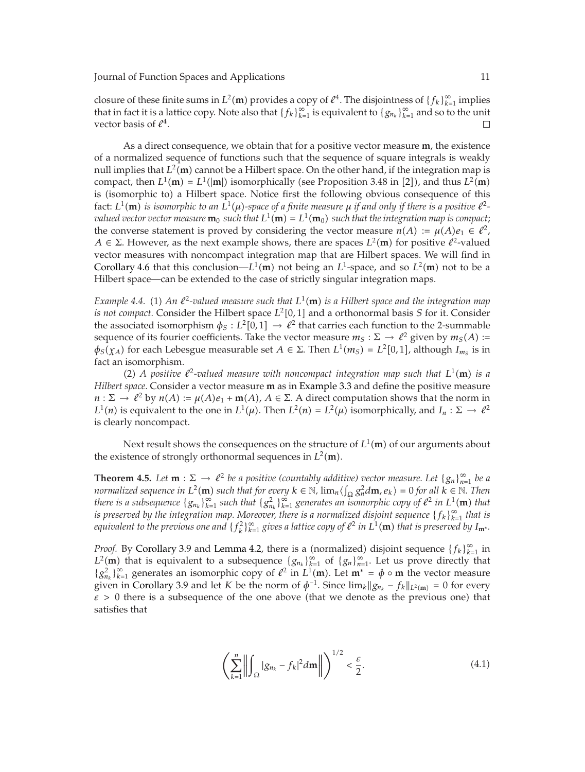closure of these finite sums in $L^2(\mathbf{m})$ provides a copy of $\ell^4$. The disjointness of $\{f_k\}_{k=1}^\infty$ implies that in fact it is a lattice copy. Note also that $\{f_k\}_{k=1}^\infty$ is equivalent to $\{g_{n_k}\}_{k=1}^\infty$ and so to the unit vector basis of $\ell^4$. □

As a direct consequence, we obtain that for a positive vector measure $\mathbf{m}$, the existence of a normalized sequence of functions such that the sequence of square integrals is weakly null implies that $L^2(\mathbf{m})$ cannot be a Hilbert space. On the other hand, if the integration map is compact, then $L^1(\mathbf{m}) = L^1(|\mathbf{m}|)$ isomorphically (see Proposition 3.48 in [2]), and thus $L^2(\mathbf{m})$ is (isomorphic to) a Hilbert space. Notice first the following obvious consequence of this fact: *$L^1(\mathbf{m})$ is isomorphic to an $L^1(\mu)$-space of a finite measure $\mu$ if and only if there is a positive $\ell^2$-valued vector vector measure $\mathbf{m}_0$ such that $L^1(\mathbf{m}) = L^1(\mathbf{m}_0)$ such that the integration map is compact*; the converse statement is proved by considering the vector measure $n(A) := \mu(A)e_1 \in \ell^2$, $A \in \Sigma$. However, as the next example shows, there are spaces $L^2(\mathbf{m})$ for positive $\ell^2$-valued vector measures with noncompact integration map that are Hilbert spaces. We will find in Corollary 4.6 that this conclusion—$L^1(\mathbf{m})$ not being an $L^1$-space, and so $L^2(\mathbf{m})$ not to be a Hilbert space—can be extended to the case of strictly singular integration maps.

*Example 4.4.* (1) *An $\ell^2$-valued measure such that $L^1(\mathbf{m})$ is a Hilbert space and the integration map is not compact.* Consider the Hilbert space $L^2[0,1]$ and a orthonormal basis $S$ for it. Consider the associated isomorphism $\phi_S : L^2[0,1] \to \ell^2$ that carries each function to the 2-summable sequence of its fourier coefficients. Take the vector measure $m_S : \Sigma \to \ell^2$ given by $m_S(A) := \phi_S(\chi_A)$ for each Lebesgue measurable set $A \in \Sigma$. Then $L^1(m_S) = L^2[0,1]$, although $I_{m_S}$ is in fact an isomorphism.

(2) *A positive $\ell^2$-valued measure with noncompact integration map such that $L^1(\mathbf{m})$ is a Hilbert space.* Consider a vector measure $\mathbf{m}$ as in Example 3.3 and define the positive measure $n : \Sigma \to \ell^2$ by $n(A) := \mu(A)e_1 + \mathbf{m}(A)$, $A \in \Sigma$. A direct computation shows that the norm in $L^1(n)$ is equivalent to the one in $L^1(\mu)$. Then $L^2(n) = L^2(\mu)$ isomorphically, and $I_n : \Sigma \to \ell^2$ is clearly noncompact.

Next result shows the consequences on the structure of $L^1(\mathbf{m})$ of our arguments about the existence of strongly orthonormal sequences in $L^2(\mathbf{m})$.

**Theorem 4.5.** *Let $\mathbf{m} : \Sigma \to \ell^2$ be a positive (countably additive) vector measure. Let $\{g_n\}_{n=1}^\infty$ be a normalized sequence in $L^2(\mathbf{m})$ such that for every $k \in \mathbb{N}$, $\lim_n \langle \int_\Omega g_n^2 d\mathbf{m}, e_k \rangle = 0$ for all $k \in \mathbb{N}$. Then there is a subsequence $\{g_{n_k}\}_{k=1}^\infty$ such that $\{g_{n_k}^2\}_{k=1}^\infty$ generates an isomorphic copy of $\ell^2$ in $L^1(\mathbf{m})$ that is preserved by the integration map. Moreover, there is a normalized disjoint sequence $\{f_k\}_{k=1}^\infty$ that is equivalent to the previous one and $\{f_k^2\}_{k=1}^\infty$ gives a lattice copy of $\ell^2$ in $L^1(\mathbf{m})$ that is preserved by $I_{\mathbf{m}^*}$.*

*Proof.* By Corollary 3.9 and Lemma 4.2, there is a (normalized) disjoint sequence $\{f_k\}_{k=1}^\infty$ in $L^2(\mathbf{m})$ that is equivalent to a subsequence $\{g_{n_k}\}_{k=1}^\infty$ of $\{g_n\}_{n=1}^\infty$. Let us prove directly that $\{g_{n_k}^2\}_{k=1}^\infty$ generates an isomorphic copy of $\ell^2$ in $L^1(\mathbf{m})$. Let $\mathbf{m}^* = \phi \circ \mathbf{m}$ the vector measure given in Corollary 3.9 and let $K$ be the norm of $\phi^{-1}$. Since $\lim_k \|g_{n_k} - f_k\|_{L^2(\mathbf{m})} = 0$ for every $\varepsilon > 0$ there is a subsequence of the one above (that we denote as the previous one) that satisfies that

$$\left( \sum_{k=1}^{n} \left\| \int_\Omega |g_{n_k} - f_k|^2 d\mathbf{m} \right\| \right)^{1/2} < \frac{\varepsilon}{2}. \tag{4.1}$$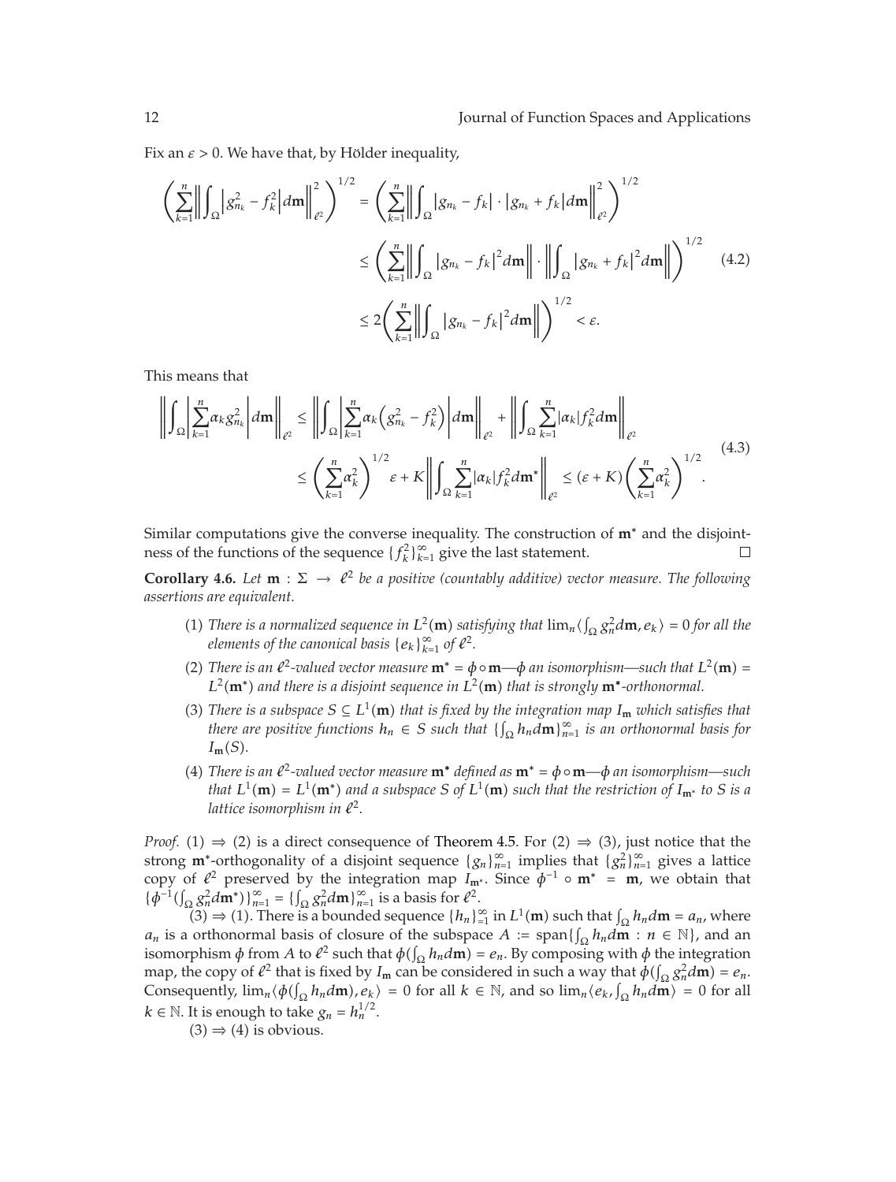Fix an $\varepsilon > 0$. We have that, by Hölder inequality,

$$
\begin{aligned}
\left(\sum_{k=1}^{n}\left\|\int_{\Omega}\left|g_{n_k}^2 - f_k^2\right|d\mathbf{m}\right\|_{\ell^2}^2\right)^{1/2} &= \left(\sum_{k=1}^{n}\left\|\int_{\Omega}\left|g_{n_k} - f_k\right| \cdot \left|g_{n_k} + f_k\right|d\mathbf{m}\right\|_{\ell^2}^2\right)^{1/2} \\
&\leq \left(\sum_{k=1}^{n}\left\|\int_{\Omega}\left|g_{n_k} - f_k\right|^2 d\mathbf{m}\right\| \cdot \left\|\int_{\Omega}\left|g_{n_k} + f_k\right|^2 d\mathbf{m}\right\|\right)^{1/2} \\
&\leq 2\left(\sum_{k=1}^{n}\left\|\int_{\Omega}\left|g_{n_k} - f_k\right|^2 d\mathbf{m}\right\|\right)^{1/2} < \varepsilon.
\end{aligned} \tag{4.2}
$$

This means that

$$
\begin{aligned}
\left\|\int_{\Omega}\left|\sum_{k=1}^{n}\alpha_k g_{n_k}^2\right|d\mathbf{m}\right\|_{\ell^2} &\leq \left\|\int_{\Omega}\left|\sum_{k=1}^{n}\alpha_k\left(g_{n_k}^2 - f_k^2\right)\right|d\mathbf{m}\right\|_{\ell^2} + \left\|\int_{\Omega}\sum_{k=1}^{n}|\alpha_k| f_k^2 d\mathbf{m}\right\|_{\ell^2} \\
&\leq \left(\sum_{k=1}^{n}\alpha_k^2\right)^{1/2}\varepsilon + K\left\|\int_{\Omega}\sum_{k=1}^{n}|\alpha_k| f_k^2 d\mathbf{m}^*\right\|_{\ell^2} \leq (\varepsilon + K)\left(\sum_{k=1}^{n}\alpha_k^2\right)^{1/2}.
\end{aligned} \tag{4.3}
$$

Similar computations give the converse inequality. The construction of $\mathbf{m}^*$ and the disjointness of the functions of the sequence $\{f_k^2\}_{k=1}^{\infty}$ give the last statement. □

**Corollary 4.6.** *Let $\mathbf{m} : \Sigma \to \ell^2$ be a positive (countably additive) vector measure. The following assertions are equivalent.*

(1) *There is a normalized sequence in $L^2(\mathbf{m})$ satisfying that $\lim_n\langle\int_{\Omega} g_n^2 d\mathbf{m}, e_k\rangle = 0$ for all the elements of the canonical basis $\{e_k\}_{k=1}^{\infty}$ of $\ell^2$.*

(2) *There is an $\ell^2$-valued vector measure $\mathbf{m}^* = \phi \circ \mathbf{m}$—$\phi$ an isomorphism—such that $L^2(\mathbf{m}) = L^2(\mathbf{m}^*)$ and there is a disjoint sequence in $L^2(\mathbf{m})$ that is strongly $\mathbf{m}^*$-orthonormal.*

(3) *There is a subspace $S \subseteq L^1(\mathbf{m})$ that is fixed by the integration map $I_{\mathbf{m}}$ which satisfies that there are positive functions $h_n \in S$ such that $\{\int_{\Omega} h_n d\mathbf{m}\}_{n=1}^{\infty}$ is an orthonormal basis for $I_{\mathbf{m}}(S)$.*

(4) *There is an $\ell^2$-valued vector measure $\mathbf{m}^*$ defined as $\mathbf{m}^* = \phi \circ \mathbf{m}$—$\phi$ an isomorphism—such that $L^1(\mathbf{m}) = L^1(\mathbf{m}^*)$ and a subspace $S$ of $L^1(\mathbf{m})$ such that the restriction of $I_{\mathbf{m}^*}$ to $S$ is a lattice isomorphism in $\ell^2$.*

*Proof.* (1) ⇒ (2) is a direct consequence of Theorem 4.5. For (2) ⇒ (3), just notice that the strong $\mathbf{m}^*$-orthogonality of a disjoint sequence $\{g_n\}_{n=1}^{\infty}$ implies that $\{g_n^2\}_{n=1}^{\infty}$ gives a lattice copy of $\ell^2$ preserved by the integration map $I_{\mathbf{m}^*}$. Since $\phi^{-1} \circ \mathbf{m}^* = \mathbf{m}$, we obtain that $\{\phi^{-1}(\int_{\Omega} g_n^2 d\mathbf{m}^*)\}_{n=1}^{\infty} = \{\int_{\Omega} g_n^2 d\mathbf{m}\}_{n=1}^{\infty}$ is a basis for $\ell^2$.

(3) ⇒ (1). There is a bounded sequence $\{h_n\}_{=1}^{\infty}$ in $L^1(\mathbf{m})$ such that $\int_{\Omega} h_n d\mathbf{m} = a_n$, where $a_n$ is a orthonormal basis of closure of the subspace $A := \text{span}\{\int_{\Omega} h_n d\mathbf{m} : n \in \mathbb{N}\}$, and an isomorphism $\phi$ from $A$ to $\ell^2$ such that $\phi(\int_{\Omega} h_n d\mathbf{m}) = e_n$. By composing with $\phi$ the integration map, the copy of $\ell^2$ that is fixed by $I_{\mathbf{m}}$ can be considered in such a way that $\phi(\int_{\Omega} g_n^2 d\mathbf{m}) = e_n$. Consequently, $\lim_n\langle\phi(\int_{\Omega} h_n d\mathbf{m}), e_k\rangle = 0$ for all $k \in \mathbb{N}$, and so $\lim_n\langle e_k, \int_{\Omega} h_n d\mathbf{m}\rangle = 0$ for all $k \in \mathbb{N}$. It is enough to take $g_n = h_n^{1/2}$.

(3) ⇒ (4) is obvious.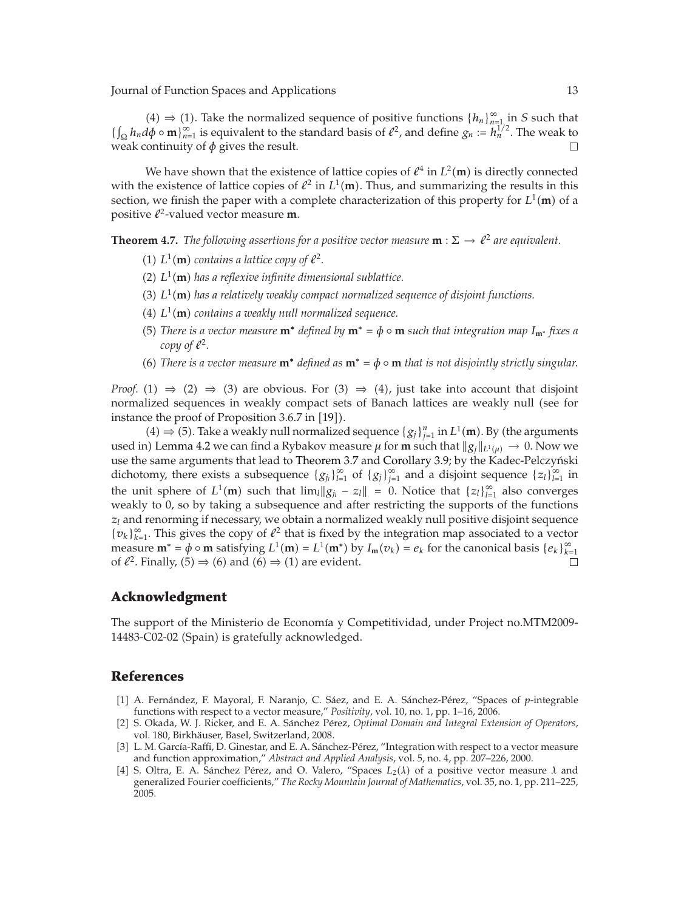(4) ⇒ (1). Take the normalized sequence of positive functions $\{h_n\}_{n=1}^{\infty}$ in $S$ such that $\{\int_\Omega h_n d\phi \circ \mathbf{m}\}_{n=1}^{\infty}$ is equivalent to the standard basis of $\ell^2$, and define $g_n := h_n^{1/2}$. The weak to weak continuity of $\phi$ gives the result. □

We have shown that the existence of lattice copies of $\ell^4$ in $L^2(\mathbf{m})$ is directly connected with the existence of lattice copies of $\ell^2$ in $L^1(\mathbf{m})$. Thus, and summarizing the results in this section, we finish the paper with a complete characterization of this property for $L^1(\mathbf{m})$ of a positive $\ell^2$-valued vector measure $\mathbf{m}$.

**Theorem 4.7.** *The following assertions for a positive vector measure $\mathbf{m} : \Sigma \to \ell^2$ are equivalent.*

(1) *$L^1(\mathbf{m})$ contains a lattice copy of $\ell^2$.*

(2) *$L^1(\mathbf{m})$ has a reflexive infinite dimensional sublattice.*

(3) *$L^1(\mathbf{m})$ has a relatively weakly compact normalized sequence of disjoint functions.*

(4) *$L^1(\mathbf{m})$ contains a weakly null normalized sequence.*

(5) *There is a vector measure $\mathbf{m}^*$ defined by $\mathbf{m}^* = \phi \circ \mathbf{m}$ such that integration map $I_{\mathbf{m}^*}$ fixes a copy of $\ell^2$.*

(6) *There is a vector measure $\mathbf{m}^*$ defined as $\mathbf{m}^* = \phi \circ \mathbf{m}$ that is not disjointly strictly singular.*

*Proof.* (1) ⇒ (2) ⇒ (3) are obvious. For (3) ⇒ (4), just take into account that disjoint normalized sequences in weakly compact sets of Banach lattices are weakly null (see for instance the proof of Proposition 3.6.7 in [19]).

(4) ⇒ (5). Take a weakly null normalized sequence $\{g_j\}_{j=1}^{n}$ in $L^1(\mathbf{m})$. By (the arguments used in) Lemma 4.2 we can find a Rybakov measure $\mu$ for $\mathbf{m}$ such that $\|g_j\|_{L^1(\mu)} \to 0$. Now we use the same arguments that lead to Theorem 3.7 and Corollary 3.9; by the Kadec-Pelczyński dichotomy, there exists a subsequence $\{g_{j_l}\}_{l=1}^{\infty}$ of $\{g_j\}_{j=1}^{\infty}$ and a disjoint sequence $\{z_l\}_{l=1}^{\infty}$ in the unit sphere of $L^1(\mathbf{m})$ such that $\lim_l \|g_{j_l} - z_l\| = 0$. Notice that $\{z_l\}_{l=1}^{\infty}$ also converges weakly to 0, so by taking a subsequence and after restricting the supports of the functions $z_l$ and renorming if necessary, we obtain a normalized weakly null positive disjoint sequence $\{v_k\}_{k=1}^{\infty}$. This gives the copy of $\ell^2$ that is fixed by the integration map associated to a vector measure $\mathbf{m}^* = \phi \circ \mathbf{m}$ satisfying $L^1(\mathbf{m}) = L^1(\mathbf{m}^*)$ by $I_{\mathbf{m}}(v_k) = e_k$ for the canonical basis $\{e_k\}_{k=1}^{\infty}$ of $\ell^2$. Finally, (5) ⇒ (6) and (6) ⇒ (1) are evident. □

## Acknowledgment

The support of the Ministerio de Economía y Competitividad, under Project no.MTM2009-14483-C02-02 (Spain) is gratefully acknowledged.

## References

[1] A. Fernández, F. Mayoral, F. Naranjo, C. Sáez, and E. A. Sánchez-Pérez, "Spaces of $p$-integrable functions with respect to a vector measure," *Positivity*, vol. 10, no. 1, pp. 1–16, 2006.

[2] S. Okada, W. J. Ricker, and E. A. Sánchez Pérez, *Optimal Domain and Integral Extension of Operators*, vol. 180, Birkhäuser, Basel, Switzerland, 2008.

[3] L. M. García-Raffi, D. Ginestar, and E. A. Sánchez-Pérez, "Integration with respect to a vector measure and function approximation," *Abstract and Applied Analysis*, vol. 5, no. 4, pp. 207–226, 2000.

[4] S. Oltra, E. A. Sánchez Pérez, and O. Valero, "Spaces $L_2(\lambda)$ of a positive vector measure $\lambda$ and generalized Fourier coefficients," *The Rocky Mountain Journal of Mathematics*, vol. 35, no. 1, pp. 211–225, 2005.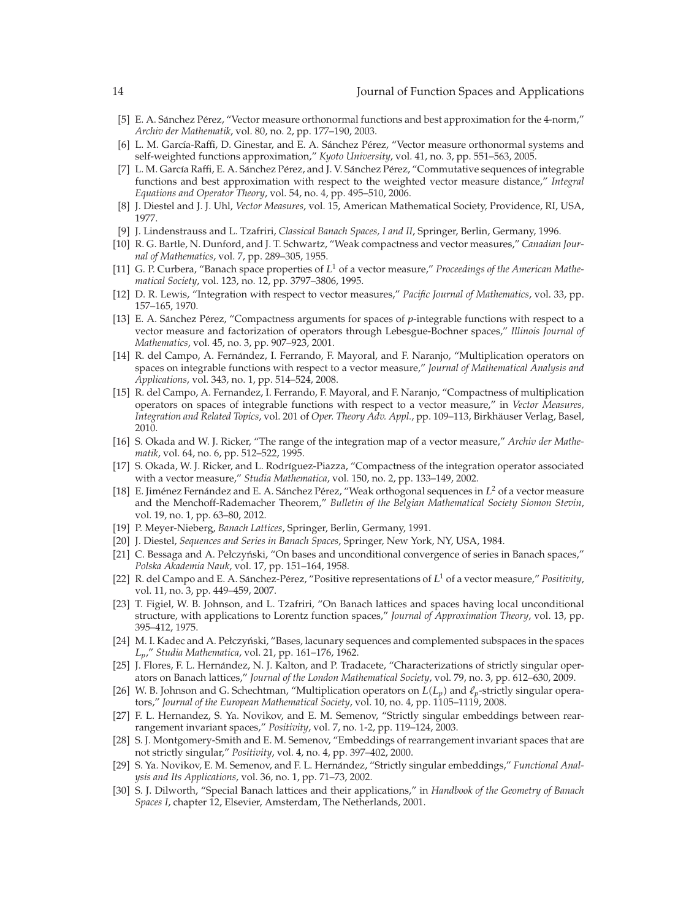[5] E. A. Sánchez Pérez, "Vector measure orthonormal functions and best approximation for the 4-norm," *Archiv der Mathematik*, vol. 80, no. 2, pp. 177–190, 2003.

[6] L. M. García-Raffi, D. Ginestar, and E. A. Sánchez Pérez, "Vector measure orthonormal systems and self-weighted functions approximation," *Kyoto University*, vol. 41, no. 3, pp. 551–563, 2005.

[7] L. M. García Raffi, E. A. Sánchez Pérez, and J. V. Sánchez Pérez, "Commutative sequences of integrable functions and best approximation with respect to the weighted vector measure distance," *Integral Equations and Operator Theory*, vol. 54, no. 4, pp. 495–510, 2006.

[8] J. Diestel and J. J. Uhl, *Vector Measures*, vol. 15, American Mathematical Society, Providence, RI, USA, 1977.

[9] J. Lindenstrauss and L. Tzafriri, *Classical Banach Spaces, I and II*, Springer, Berlin, Germany, 1996.

[10] R. G. Bartle, N. Dunford, and J. T. Schwartz, "Weak compactness and vector measures," *Canadian Journal of Mathematics*, vol. 7, pp. 289–305, 1955.

[11] G. P. Curbera, "Banach space properties of $L^1$ of a vector measure," *Proceedings of the American Mathematical Society*, vol. 123, no. 12, pp. 3797–3806, 1995.

[12] D. R. Lewis, "Integration with respect to vector measures," *Pacific Journal of Mathematics*, vol. 33, pp. 157–165, 1970.

[13] E. A. Sánchez Pérez, "Compactness arguments for spaces of $p$-integrable functions with respect to a vector measure and factorization of operators through Lebesgue-Bochner spaces," *Illinois Journal of Mathematics*, vol. 45, no. 3, pp. 907–923, 2001.

[14] R. del Campo, A. Fernández, I. Ferrando, F. Mayoral, and F. Naranjo, "Multiplication operators on spaces on integrable functions with respect to a vector measure," *Journal of Mathematical Analysis and Applications*, vol. 343, no. 1, pp. 514–524, 2008.

[15] R. del Campo, A. Fernandez, I. Ferrando, F. Mayoral, and F. Naranjo, "Compactness of multiplication operators on spaces of integrable functions with respect to a vector measure," in *Vector Measures, Integration and Related Topics*, vol. 201 of *Oper. Theory Adv. Appl.*, pp. 109–113, Birkhäuser Verlag, Basel, 2010.

[16] S. Okada and W. J. Ricker, "The range of the integration map of a vector measure," *Archiv der Mathematik*, vol. 64, no. 6, pp. 512–522, 1995.

[17] S. Okada, W. J. Ricker, and L. Rodríguez-Piazza, "Compactness of the integration operator associated with a vector measure," *Studia Mathematica*, vol. 150, no. 2, pp. 133–149, 2002.

[18] E. Jiménez Fernández and E. A. Sánchez Pérez, "Weak orthogonal sequences in $L^2$ of a vector measure and the Menchoff-Rademacher Theorem," *Bulletin of the Belgian Mathematical Society Siomon Stevin*, vol. 19, no. 1, pp. 63–80, 2012.

[19] P. Meyer-Nieberg, *Banach Lattices*, Springer, Berlin, Germany, 1991.

[20] J. Diestel, *Sequences and Series in Banach Spaces*, Springer, New York, NY, USA, 1984.

[21] C. Bessaga and A. Pełczyński, "On bases and unconditional convergence of series in Banach spaces," *Polska Akademia Nauk*, vol. 17, pp. 151–164, 1958.

[22] R. del Campo and E. A. Sánchez-Pérez, "Positive representations of $L^1$ of a vector measure," *Positivity*, vol. 11, no. 3, pp. 449–459, 2007.

[23] T. Figiel, W. B. Johnson, and L. Tzafriri, "On Banach lattices and spaces having local unconditional structure, with applications to Lorentz function spaces," *Journal of Approximation Theory*, vol. 13, pp. 395–412, 1975.

[24] M. I. Kadec and A. Pełczyński, "Bases, lacunary sequences and complemented subspaces in the spaces $L_p$," *Studia Mathematica*, vol. 21, pp. 161–176, 1962.

[25] J. Flores, F. L. Hernández, N. J. Kalton, and P. Tradacete, "Characterizations of strictly singular operators on Banach lattices," *Journal of the London Mathematical Society*, vol. 79, no. 3, pp. 612–630, 2009.

[26] W. B. Johnson and G. Schechtman, "Multiplication operators on $L(L_p)$ and $\ell_p$-strictly singular operators," *Journal of the European Mathematical Society*, vol. 10, no. 4, pp. 1105–1119, 2008.

[27] F. L. Hernandez, S. Ya. Novikov, and E. M. Semenov, "Strictly singular embeddings between rearrangement invariant spaces," *Positivity*, vol. 7, no. 1-2, pp. 119–124, 2003.

[28] S. J. Montgomery-Smith and E. M. Semenov, "Embeddings of rearrangement invariant spaces that are not strictly singular," *Positivity*, vol. 4, no. 4, pp. 397–402, 2000.

[29] S. Ya. Novikov, E. M. Semenov, and F. L. Hernández, "Strictly singular embeddings," *Functional Analysis and Its Applications*, vol. 36, no. 1, pp. 71–73, 2002.

[30] S. J. Dilworth, "Special Banach lattices and their applications," in *Handbook of the Geometry of Banach Spaces I*, chapter 12, Elsevier, Amsterdam, The Netherlands, 2001.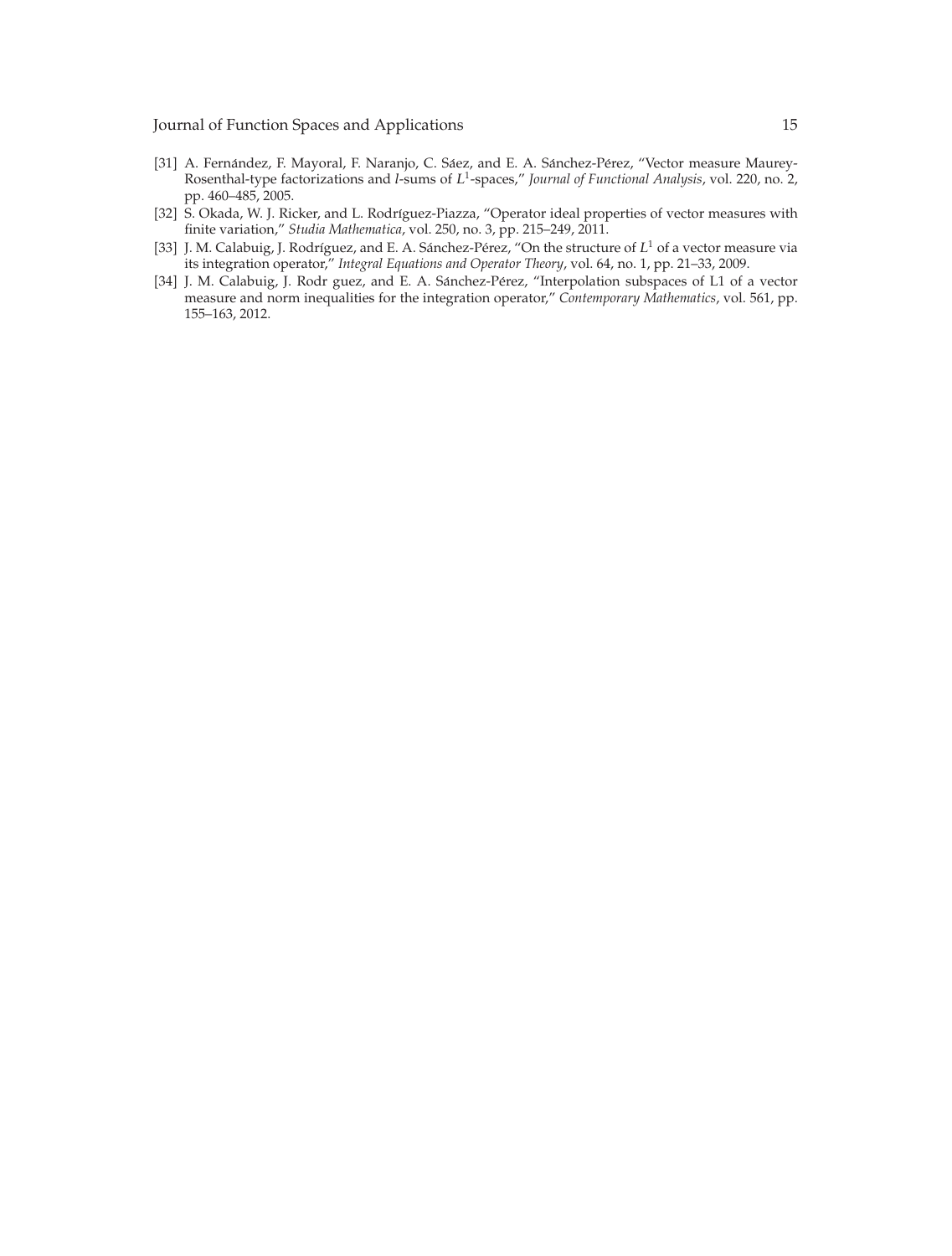[31] A. Fernández, F. Mayoral, F. Naranjo, C. Sáez, and E. A. Sánchez-Pérez, "Vector measure Maurey-Rosenthal-type factorizations and *l*-sums of $L^1$-spaces," *Journal of Functional Analysis*, vol. 220, no. 2, pp. 460–485, 2005.

[32] S. Okada, W. J. Ricker, and L. Rodríguez-Piazza, "Operator ideal properties of vector measures with finite variation," *Studia Mathematica*, vol. 250, no. 3, pp. 215–249, 2011.

[33] J. M. Calabuig, J. Rodríguez, and E. A. Sánchez-Pérez, "On the structure of $L^1$ of a vector measure via its integration operator," *Integral Equations and Operator Theory*, vol. 64, no. 1, pp. 21–33, 2009.

[34] J. M. Calabuig, J. Rodr guez, and E. A. Sánchez-Pérez, "Interpolation subspaces of L1 of a vector measure and norm inequalities for the integration operator," *Contemporary Mathematics*, vol. 561, pp. 155–163, 2012.